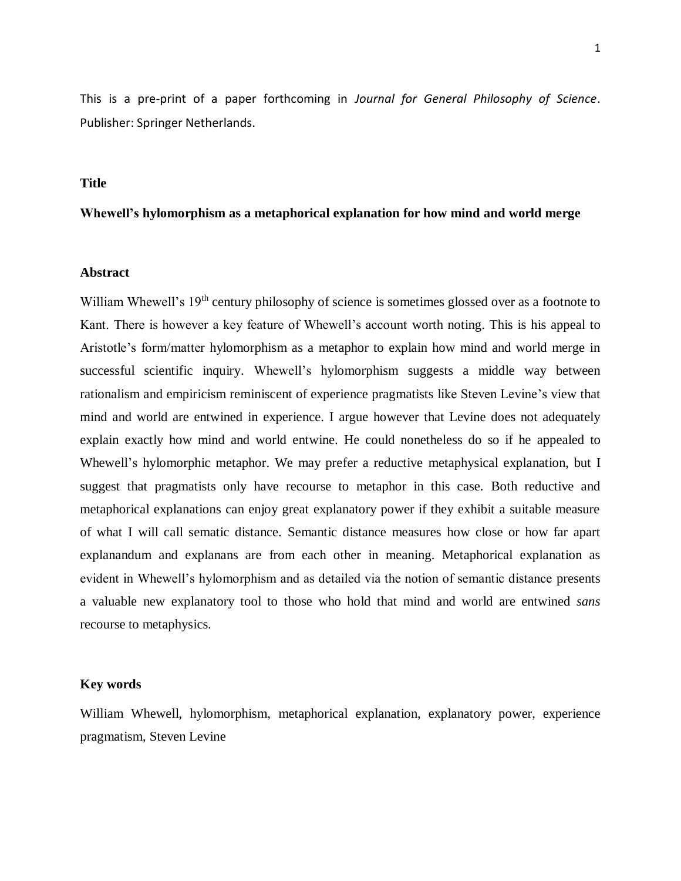This is a pre-print of a paper forthcoming in *Journal for General Philosophy of Science*. Publisher: Springer Netherlands.

## Title

**Whewell's hylomorphism as a metaphorical explanation for how mind and world merge**

## Abstract

William Whewell's 19th century philosophy of science is sometimes glossed over as a footnote to Kant. There is however a key feature of Whewell's account worth noting. This is his appeal to Aristotle's form/matter hylomorphism as a metaphor to explain how mind and world merge in successful scientific inquiry. Whewell's hylomorphism suggests a middle way between rationalism and empiricism reminiscent of experience pragmatists like Steven Levine's view that mind and world are entwined in experience. I argue however that Levine does not adequately explain exactly how mind and world entwine. He could nonetheless do so if he appealed to Whewell's hylomorphic metaphor. We may prefer a reductive metaphysical explanation, but I suggest that pragmatists only have recourse to metaphor in this case. Both reductive and metaphorical explanations can enjoy great explanatory power if they exhibit a suitable measure of what I will call sematic distance. Semantic distance measures how close or how far apart explanandum and explanans are from each other in meaning. Metaphorical explanation as evident in Whewell's hylomorphism and as detailed via the notion of semantic distance presents a valuable new explanatory tool to those who hold that mind and world are entwined *sans* recourse to metaphysics.

## Key words

William Whewell, hylomorphism, metaphorical explanation, explanatory power, experience pragmatism, Steven Levine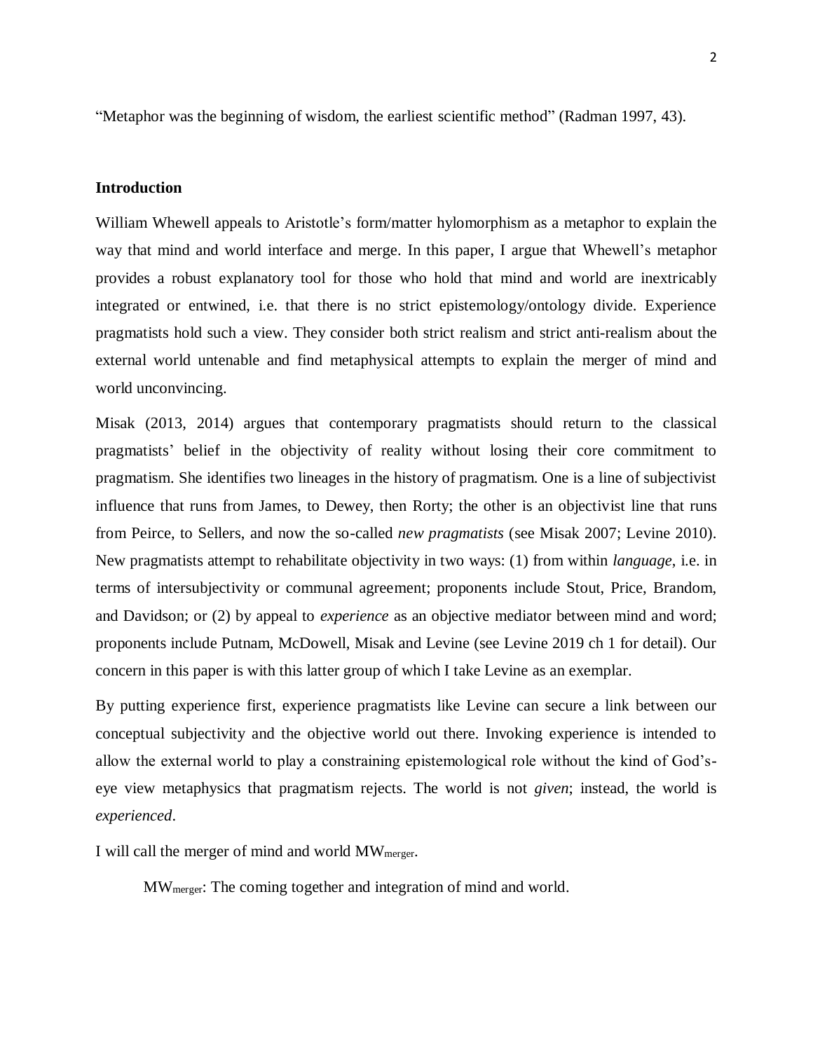"Metaphor was the beginning of wisdom, the earliest scientific method" (Radman 1997, 43).

## Introduction

William Whewell appeals to Aristotle's form/matter hylomorphism as a metaphor to explain the way that mind and world interface and merge. In this paper, I argue that Whewell's metaphor provides a robust explanatory tool for those who hold that mind and world are inextricably integrated or entwined, i.e. that there is no strict epistemology/ontology divide. Experience pragmatists hold such a view. They consider both strict realism and strict anti-realism about the external world untenable and find metaphysical attempts to explain the merger of mind and world unconvincing.

Misak (2013, 2014) argues that contemporary pragmatists should return to the classical pragmatists' belief in the objectivity of reality without losing their core commitment to pragmatism. She identifies two lineages in the history of pragmatism. One is a line of subjectivist influence that runs from James, to Dewey, then Rorty; the other is an objectivist line that runs from Peirce, to Sellers, and now the so-called *new pragmatists* (see Misak 2007; Levine 2010). New pragmatists attempt to rehabilitate objectivity in two ways: (1) from within *language*, i.e. in terms of intersubjectivity or communal agreement; proponents include Stout, Price, Brandom, and Davidson; or (2) by appeal to *experience* as an objective mediator between mind and word; proponents include Putnam, McDowell, Misak and Levine (see Levine 2019 ch 1 for detail). Our concern in this paper is with this latter group of which I take Levine as an exemplar.

By putting experience first, experience pragmatists like Levine can secure a link between our conceptual subjectivity and the objective world out there. Invoking experience is intended to allow the external world to play a constraining epistemological role without the kind of God's-eye view metaphysics that pragmatism rejects. The world is not *given*; instead, the world is *experienced*.

I will call the merger of mind and world $MW_{merger}$.

> $MW_{merger}$: The coming together and integration of mind and world.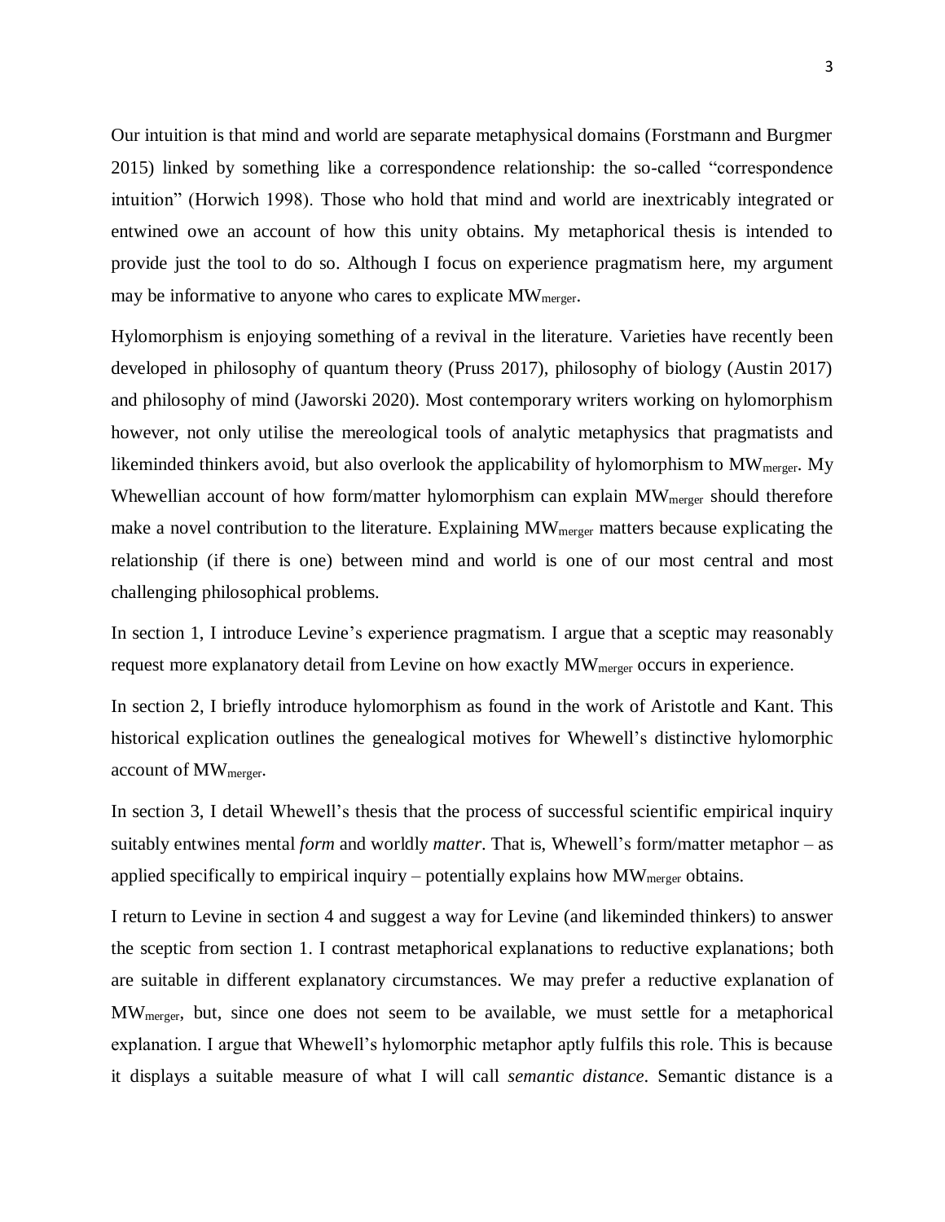Our intuition is that mind and world are separate metaphysical domains (Forstmann and Burgmer 2015) linked by something like a correspondence relationship: the so-called "correspondence intuition" (Horwich 1998). Those who hold that mind and world are inextricably integrated or entwined owe an account of how this unity obtains. My metaphorical thesis is intended to provide just the tool to do so. Although I focus on experience pragmatism here, my argument may be informative to anyone who cares to explicate $MW_{merger}$.

Hylomorphism is enjoying something of a revival in the literature. Varieties have recently been developed in philosophy of quantum theory (Pruss 2017), philosophy of biology (Austin 2017) and philosophy of mind (Jaworski 2020). Most contemporary writers working on hylomorphism however, not only utilise the mereological tools of analytic metaphysics that pragmatists and likeminded thinkers avoid, but also overlook the applicability of hylomorphism to $MW_{merger}$. My Whewellian account of how form/matter hylomorphism can explain $MW_{merger}$ should therefore make a novel contribution to the literature. Explaining $MW_{merger}$ matters because explicating the relationship (if there is one) between mind and world is one of our most central and most challenging philosophical problems.

In section 1, I introduce Levine's experience pragmatism. I argue that a sceptic may reasonably request more explanatory detail from Levine on how exactly $MW_{merger}$ occurs in experience.

In section 2, I briefly introduce hylomorphism as found in the work of Aristotle and Kant. This historical explication outlines the genealogical motives for Whewell's distinctive hylomorphic account of $MW_{merger}$.

In section 3, I detail Whewell's thesis that the process of successful scientific empirical inquiry suitably entwines mental *form* and worldly *matter*. That is, Whewell's form/matter metaphor – as applied specifically to empirical inquiry – potentially explains how $MW_{merger}$ obtains.

I return to Levine in section 4 and suggest a way for Levine (and likeminded thinkers) to answer the sceptic from section 1. I contrast metaphorical explanations to reductive explanations; both are suitable in different explanatory circumstances. We may prefer a reductive explanation of $MW_{merger}$, but, since one does not seem to be available, we must settle for a metaphorical explanation. I argue that Whewell's hylomorphic metaphor aptly fulfils this role. This is because it displays a suitable measure of what I will call *semantic distance*. Semantic distance is a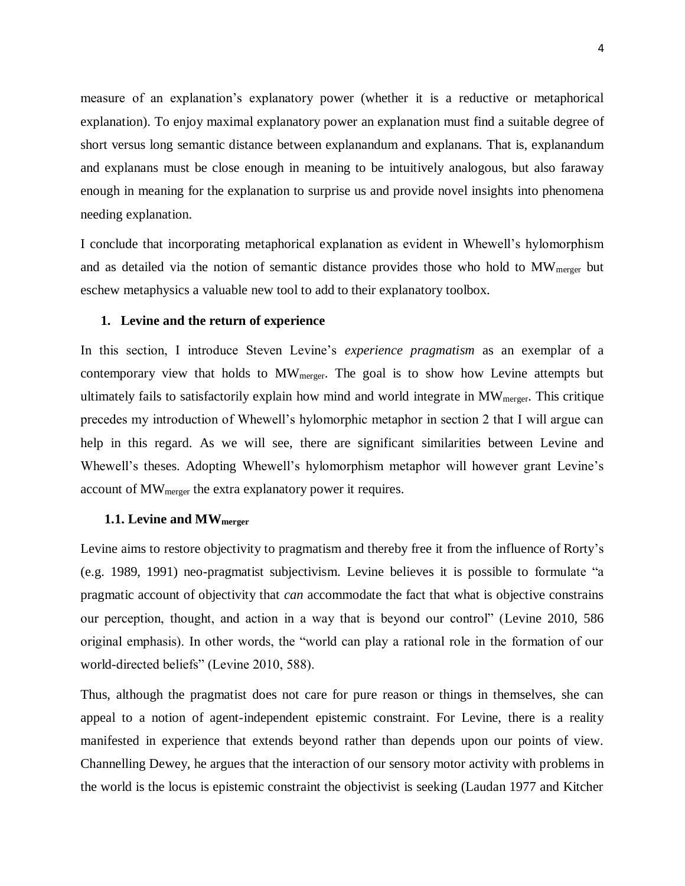measure of an explanation's explanatory power (whether it is a reductive or metaphorical explanation). To enjoy maximal explanatory power an explanation must find a suitable degree of short versus long semantic distance between explanandum and explanans. That is, explanandum and explanans must be close enough in meaning to be intuitively analogous, but also faraway enough in meaning for the explanation to surprise us and provide novel insights into phenomena needing explanation.

I conclude that incorporating metaphorical explanation as evident in Whewell's hylomorphism and as detailed via the notion of semantic distance provides those who hold to $MW_{merger}$ but eschew metaphysics a valuable new tool to add to their explanatory toolbox.

## 1. Levine and the return of experience

In this section, I introduce Steven Levine's *experience pragmatism* as an exemplar of a contemporary view that holds to $MW_{merger}$. The goal is to show how Levine attempts but ultimately fails to satisfactorily explain how mind and world integrate in $MW_{merger}$. This critique precedes my introduction of Whewell's hylomorphic metaphor in section 2 that I will argue can help in this regard. As we will see, there are significant similarities between Levine and Whewell's theses. Adopting Whewell's hylomorphism metaphor will however grant Levine's account of $MW_{merger}$ the extra explanatory power it requires.

### 1.1. Levine and $MW_{merger}$

Levine aims to restore objectivity to pragmatism and thereby free it from the influence of Rorty's (e.g. 1989, 1991) neo-pragmatist subjectivism. Levine believes it is possible to formulate "a pragmatic account of objectivity that *can* accommodate the fact that what is objective constrains our perception, thought, and action in a way that is beyond our control" (Levine 2010, 586 original emphasis). In other words, the "world can play a rational role in the formation of our world-directed beliefs" (Levine 2010, 588).

Thus, although the pragmatist does not care for pure reason or things in themselves, she can appeal to a notion of agent-independent epistemic constraint. For Levine, there is a reality manifested in experience that extends beyond rather than depends upon our points of view. Channelling Dewey, he argues that the interaction of our sensory motor activity with problems in the world is the locus is epistemic constraint the objectivist is seeking (Laudan 1977 and Kitcher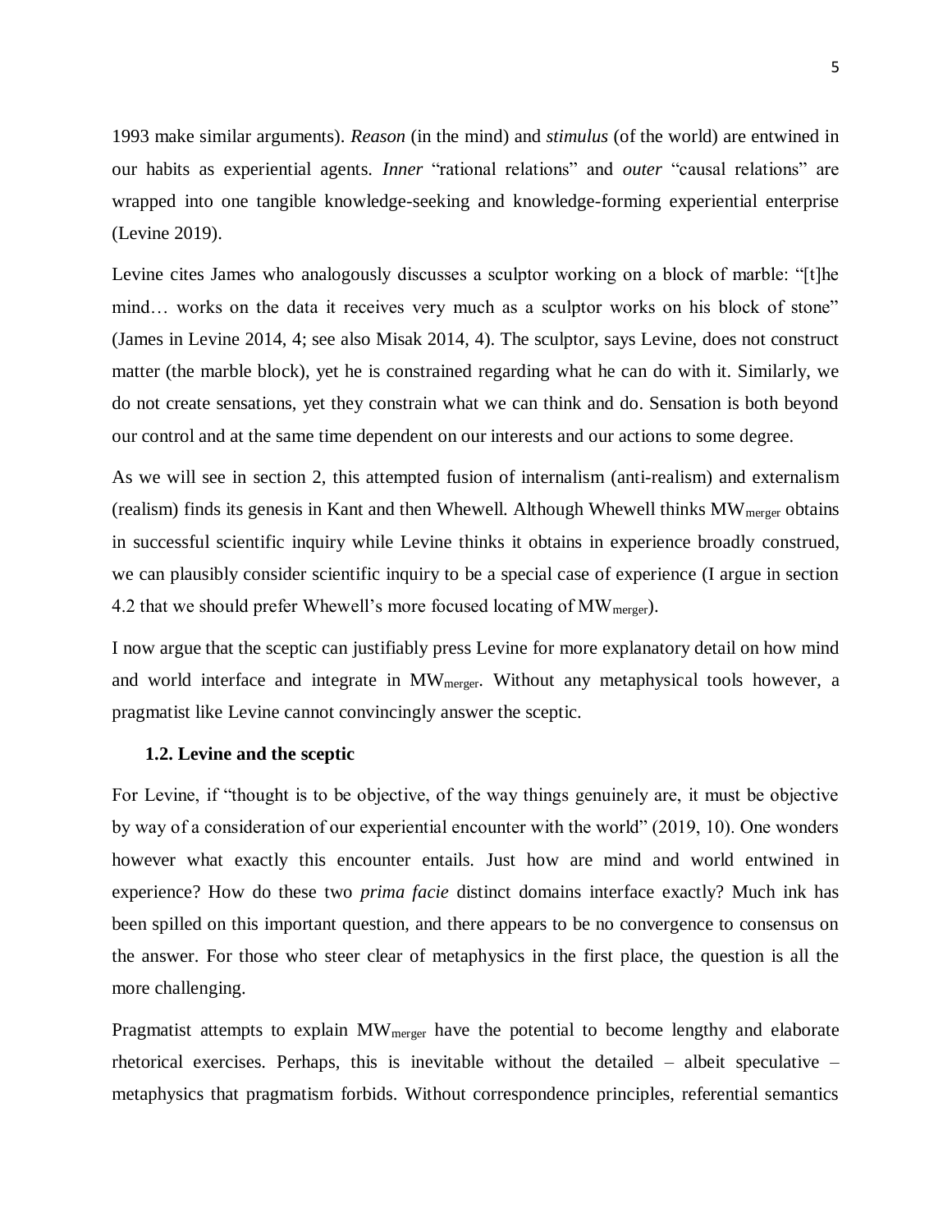1993 make similar arguments). *Reason* (in the mind) and *stimulus* (of the world) are entwined in our habits as experiential agents. *Inner* "rational relations" and *outer* "causal relations" are wrapped into one tangible knowledge-seeking and knowledge-forming experiential enterprise (Levine 2019).

Levine cites James who analogously discusses a sculptor working on a block of marble: "[t]he mind… works on the data it receives very much as a sculptor works on his block of stone" (James in Levine 2014, 4; see also Misak 2014, 4). The sculptor, says Levine, does not construct matter (the marble block), yet he is constrained regarding what he can do with it. Similarly, we do not create sensations, yet they constrain what we can think and do. Sensation is both beyond our control and at the same time dependent on our interests and our actions to some degree.

As we will see in section 2, this attempted fusion of internalism (anti-realism) and externalism (realism) finds its genesis in Kant and then Whewell. Although Whewell thinks $MW_{merger}$ obtains in successful scientific inquiry while Levine thinks it obtains in experience broadly construed, we can plausibly consider scientific inquiry to be a special case of experience (I argue in section 4.2 that we should prefer Whewell's more focused locating of $MW_{merger}$).

I now argue that the sceptic can justifiably press Levine for more explanatory detail on how mind and world interface and integrate in $MW_{merger}$. Without any metaphysical tools however, a pragmatist like Levine cannot convincingly answer the sceptic.

### 1.2. Levine and the sceptic

For Levine, if "thought is to be objective, of the way things genuinely are, it must be objective by way of a consideration of our experiential encounter with the world" (2019, 10). One wonders however what exactly this encounter entails. Just how are mind and world entwined in experience? How do these two *prima facie* distinct domains interface exactly? Much ink has been spilled on this important question, and there appears to be no convergence to consensus on the answer. For those who steer clear of metaphysics in the first place, the question is all the more challenging.

Pragmatist attempts to explain $MW_{merger}$ have the potential to become lengthy and elaborate rhetorical exercises. Perhaps, this is inevitable without the detailed – albeit speculative – metaphysics that pragmatism forbids. Without correspondence principles, referential semantics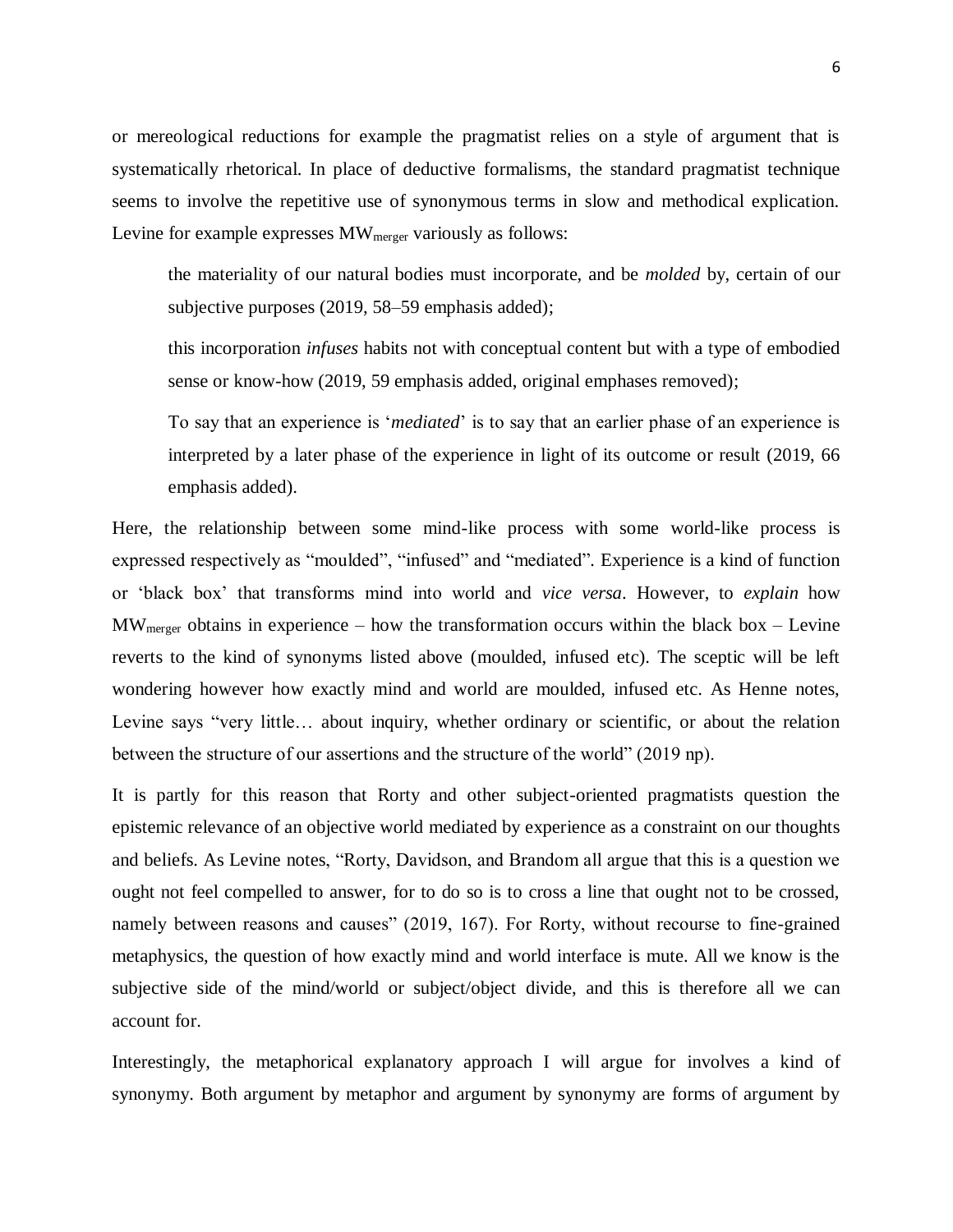or mereological reductions for example the pragmatist relies on a style of argument that is systematically rhetorical. In place of deductive formalisms, the standard pragmatist technique seems to involve the repetitive use of synonymous terms in slow and methodical explication. Levine for example expresses $MW_{merger}$ variously as follows:

> the materiality of our natural bodies must incorporate, and be *molded* by, certain of our subjective purposes (2019, 58–59 emphasis added);
>
> this incorporation *infuses* habits not with conceptual content but with a type of embodied sense or know-how (2019, 59 emphasis added, original emphases removed);
>
> To say that an experience is '*mediated*' is to say that an earlier phase of an experience is interpreted by a later phase of the experience in light of its outcome or result (2019, 66 emphasis added).

Here, the relationship between some mind-like process with some world-like process is expressed respectively as "moulded", "infused" and "mediated". Experience is a kind of function or 'black box' that transforms mind into world and *vice versa*. However, to *explain* how $MW_{merger}$ obtains in experience – how the transformation occurs within the black box – Levine reverts to the kind of synonyms listed above (moulded, infused etc). The sceptic will be left wondering however how exactly mind and world are moulded, infused etc. As Henne notes, Levine says "very little… about inquiry, whether ordinary or scientific, or about the relation between the structure of our assertions and the structure of the world" (2019 np).

It is partly for this reason that Rorty and other subject-oriented pragmatists question the epistemic relevance of an objective world mediated by experience as a constraint on our thoughts and beliefs. As Levine notes, "Rorty, Davidson, and Brandom all argue that this is a question we ought not feel compelled to answer, for to do so is to cross a line that ought not to be crossed, namely between reasons and causes" (2019, 167). For Rorty, without recourse to fine-grained metaphysics, the question of how exactly mind and world interface is mute. All we know is the subjective side of the mind/world or subject/object divide, and this is therefore all we can account for.

Interestingly, the metaphorical explanatory approach I will argue for involves a kind of synonymy. Both argument by metaphor and argument by synonymy are forms of argument by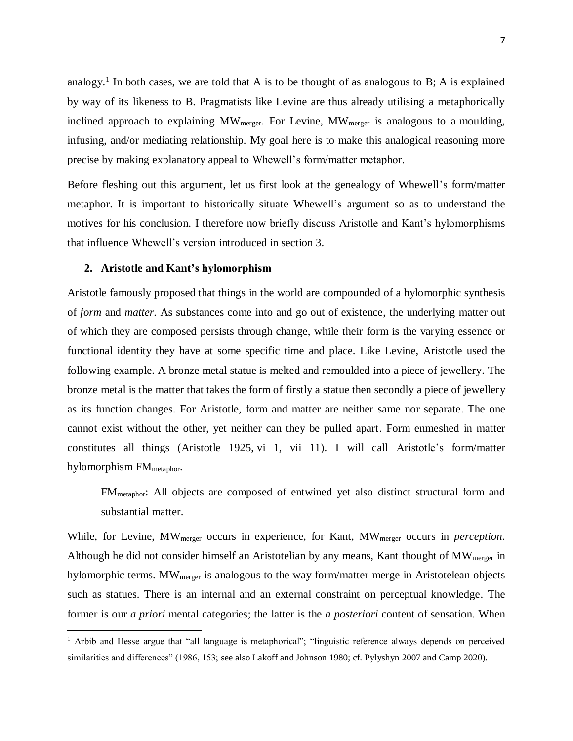analogy.[1] In both cases, we are told that A is to be thought of as analogous to B; A is explained by way of its likeness to B. Pragmatists like Levine are thus already utilising a metaphorically inclined approach to explaining $MW_{merger}$. For Levine, $MW_{merger}$ is analogous to a moulding, infusing, and/or mediating relationship. My goal here is to make this analogical reasoning more precise by making explanatory appeal to Whewell's form/matter metaphor.

Before fleshing out this argument, let us first look at the genealogy of Whewell's form/matter metaphor. It is important to historically situate Whewell's argument so as to understand the motives for his conclusion. I therefore now briefly discuss Aristotle and Kant's hylomorphisms that influence Whewell's version introduced in section 3.

## 2. Aristotle and Kant's hylomorphism

Aristotle famously proposed that things in the world are compounded of a hylomorphic synthesis of *form* and *matter*. As substances come into and go out of existence, the underlying matter out of which they are composed persists through change, while their form is the varying essence or functional identity they have at some specific time and place. Like Levine, Aristotle used the following example. A bronze metal statue is melted and remoulded into a piece of jewellery. The bronze metal is the matter that takes the form of firstly a statue then secondly a piece of jewellery as its function changes. For Aristotle, form and matter are neither same nor separate. The one cannot exist without the other, yet neither can they be pulled apart. Form enmeshed in matter constitutes all things (Aristotle 1925, vi 1, vii 11). I will call Aristotle's form/matter hylomorphism $FM_{metaphor}$.

> $FM_{metaphor}$: All objects are composed of entwined yet also distinct structural form and substantial matter.

While, for Levine, $MW_{merger}$ occurs in experience, for Kant, $MW_{merger}$ occurs in *perception*. Although he did not consider himself an Aristotelian by any means, Kant thought of $MW_{merger}$ in hylomorphic terms. $MW_{merger}$ is analogous to the way form/matter merge in Aristotelean objects such as statues. There is an internal and an external constraint on perceptual knowledge. The former is our *a priori* mental categories; the latter is the *a posteriori* content of sensation. When

[1] Arbib and Hesse argue that "all language is metaphorical"; "linguistic reference always depends on perceived similarities and differences" (1986, 153; see also Lakoff and Johnson 1980; cf. Pylyshyn 2007 and Camp 2020).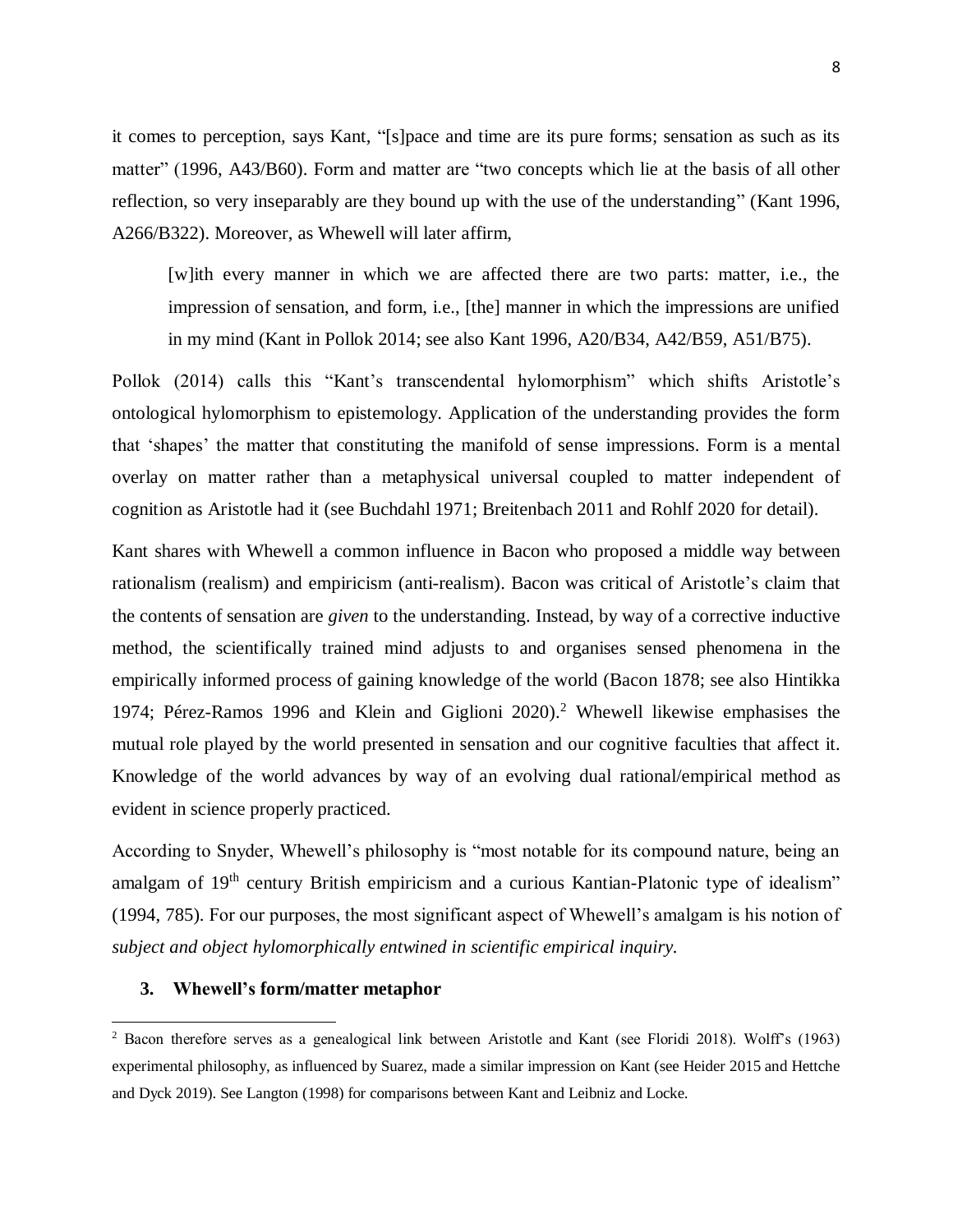it comes to perception, says Kant, "[s]pace and time are its pure forms; sensation as such as its matter" (1996, A43/B60). Form and matter are "two concepts which lie at the basis of all other reflection, so very inseparably are they bound up with the use of the understanding" (Kant 1996, A266/B322). Moreover, as Whewell will later affirm,

> [w]ith every manner in which we are affected there are two parts: matter, i.e., the impression of sensation, and form, i.e., [the] manner in which the impressions are unified in my mind (Kant in Pollok 2014; see also Kant 1996, A20/B34, A42/B59, A51/B75).

Pollok (2014) calls this "Kant's transcendental hylomorphism" which shifts Aristotle's ontological hylomorphism to epistemology. Application of the understanding provides the form that 'shapes' the matter that constituting the manifold of sense impressions. Form is a mental overlay on matter rather than a metaphysical universal coupled to matter independent of cognition as Aristotle had it (see Buchdahl 1971; Breitenbach 2011 and Rohlf 2020 for detail).

Kant shares with Whewell a common influence in Bacon who proposed a middle way between rationalism (realism) and empiricism (anti-realism). Bacon was critical of Aristotle's claim that the contents of sensation are *given* to the understanding. Instead, by way of a corrective inductive method, the scientifically trained mind adjusts to and organises sensed phenomena in the empirically informed process of gaining knowledge of the world (Bacon 1878; see also Hintikka 1974; Pérez-Ramos 1996 and Klein and Giglioni 2020).[2] Whewell likewise emphasises the mutual role played by the world presented in sensation and our cognitive faculties that affect it. Knowledge of the world advances by way of an evolving dual rational/empirical method as evident in science properly practiced.

According to Snyder, Whewell's philosophy is "most notable for its compound nature, being an amalgam of 19th century British empiricism and a curious Kantian-Platonic type of idealism" (1994, 785). For our purposes, the most significant aspect of Whewell's amalgam is his notion of *subject and object hylomorphically entwined in scientific empirical inquiry.*

### 3. Whewell's form/matter metaphor

[2] Bacon therefore serves as a genealogical link between Aristotle and Kant (see Floridi 2018). Wolff's (1963) experimental philosophy, as influenced by Suarez, made a similar impression on Kant (see Heider 2015 and Hettche and Dyck 2019). See Langton (1998) for comparisons between Kant and Leibniz and Locke.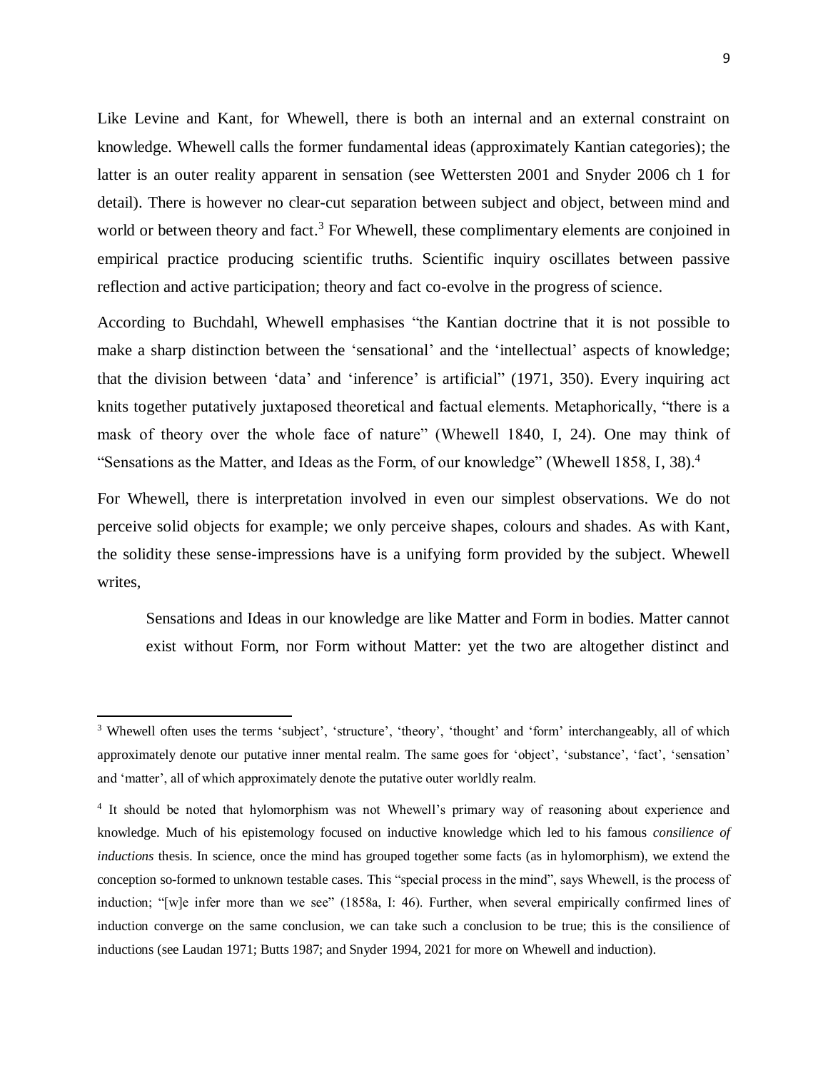Like Levine and Kant, for Whewell, there is both an internal and an external constraint on knowledge. Whewell calls the former fundamental ideas (approximately Kantian categories); the latter is an outer reality apparent in sensation (see Wettersten 2001 and Snyder 2006 ch 1 for detail). There is however no clear-cut separation between subject and object, between mind and world or between theory and fact.[3] For Whewell, these complimentary elements are conjoined in empirical practice producing scientific truths. Scientific inquiry oscillates between passive reflection and active participation; theory and fact co-evolve in the progress of science.

According to Buchdahl, Whewell emphasises "the Kantian doctrine that it is not possible to make a sharp distinction between the 'sensational' and the 'intellectual' aspects of knowledge; that the division between 'data' and 'inference' is artificial" (1971, 350). Every inquiring act knits together putatively juxtaposed theoretical and factual elements. Metaphorically, "there is a mask of theory over the whole face of nature" (Whewell 1840, I, 24). One may think of "Sensations as the Matter, and Ideas as the Form, of our knowledge" (Whewell 1858, I, 38).[4]

For Whewell, there is interpretation involved in even our simplest observations. We do not perceive solid objects for example; we only perceive shapes, colours and shades. As with Kant, the solidity these sense-impressions have is a unifying form provided by the subject. Whewell writes,

> Sensations and Ideas in our knowledge are like Matter and Form in bodies. Matter cannot exist without Form, nor Form without Matter: yet the two are altogether distinct and

---

[3] Whewell often uses the terms 'subject', 'structure', 'theory', 'thought' and 'form' interchangeably, all of which approximately denote our putative inner mental realm. The same goes for 'object', 'substance', 'fact', 'sensation' and 'matter', all of which approximately denote the putative outer worldly realm.

[4] It should be noted that hylomorphism was not Whewell's primary way of reasoning about experience and knowledge. Much of his epistemology focused on inductive knowledge which led to his famous *consilience of inductions* thesis. In science, once the mind has grouped together some facts (as in hylomorphism), we extend the conception so-formed to unknown testable cases. This "special process in the mind", says Whewell, is the process of induction; "[w]e infer more than we see" (1858a, I: 46). Further, when several empirically confirmed lines of induction converge on the same conclusion, we can take such a conclusion to be true; this is the consilience of inductions (see Laudan 1971; Butts 1987; and Snyder 1994, 2021 for more on Whewell and induction).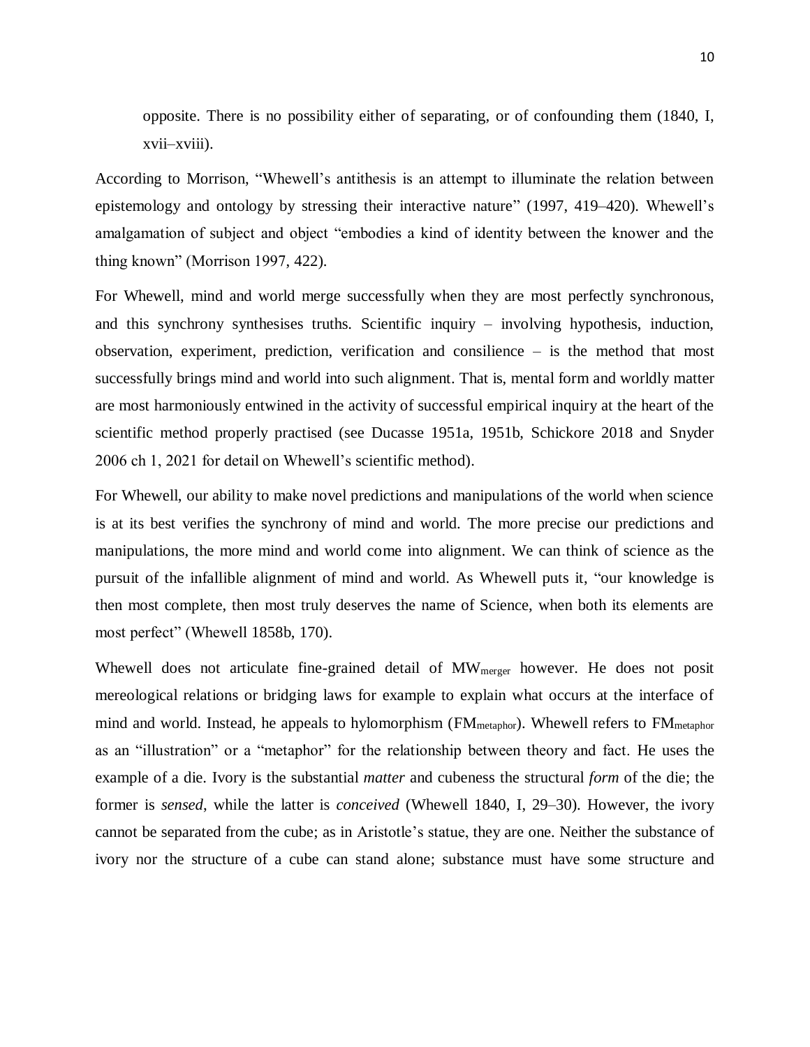> opposite. There is no possibility either of separating, or of confounding them (1840, I, xvii–xviii).

According to Morrison, "Whewell's antithesis is an attempt to illuminate the relation between epistemology and ontology by stressing their interactive nature" (1997, 419–420). Whewell's amalgamation of subject and object "embodies a kind of identity between the knower and the thing known" (Morrison 1997, 422).

For Whewell, mind and world merge successfully when they are most perfectly synchronous, and this synchrony synthesises truths. Scientific inquiry – involving hypothesis, induction, observation, experiment, prediction, verification and consilience – is the method that most successfully brings mind and world into such alignment. That is, mental form and worldly matter are most harmoniously entwined in the activity of successful empirical inquiry at the heart of the scientific method properly practised (see Ducasse 1951a, 1951b, Schickore 2018 and Snyder 2006 ch 1, 2021 for detail on Whewell's scientific method).

For Whewell, our ability to make novel predictions and manipulations of the world when science is at its best verifies the synchrony of mind and world. The more precise our predictions and manipulations, the more mind and world come into alignment. We can think of science as the pursuit of the infallible alignment of mind and world. As Whewell puts it, "our knowledge is then most complete, then most truly deserves the name of Science, when both its elements are most perfect" (Whewell 1858b, 170).

Whewell does not articulate fine-grained detail of $MW_{merger}$ however. He does not posit mereological relations or bridging laws for example to explain what occurs at the interface of mind and world. Instead, he appeals to hylomorphism ($FM_{metaphor}$). Whewell refers to $FM_{metaphor}$ as an "illustration" or a "metaphor" for the relationship between theory and fact. He uses the example of a die. Ivory is the substantial *matter* and cubeness the structural *form* of the die; the former is *sensed*, while the latter is *conceived* (Whewell 1840, I, 29–30). However, the ivory cannot be separated from the cube; as in Aristotle's statue, they are one. Neither the substance of ivory nor the structure of a cube can stand alone; substance must have some structure and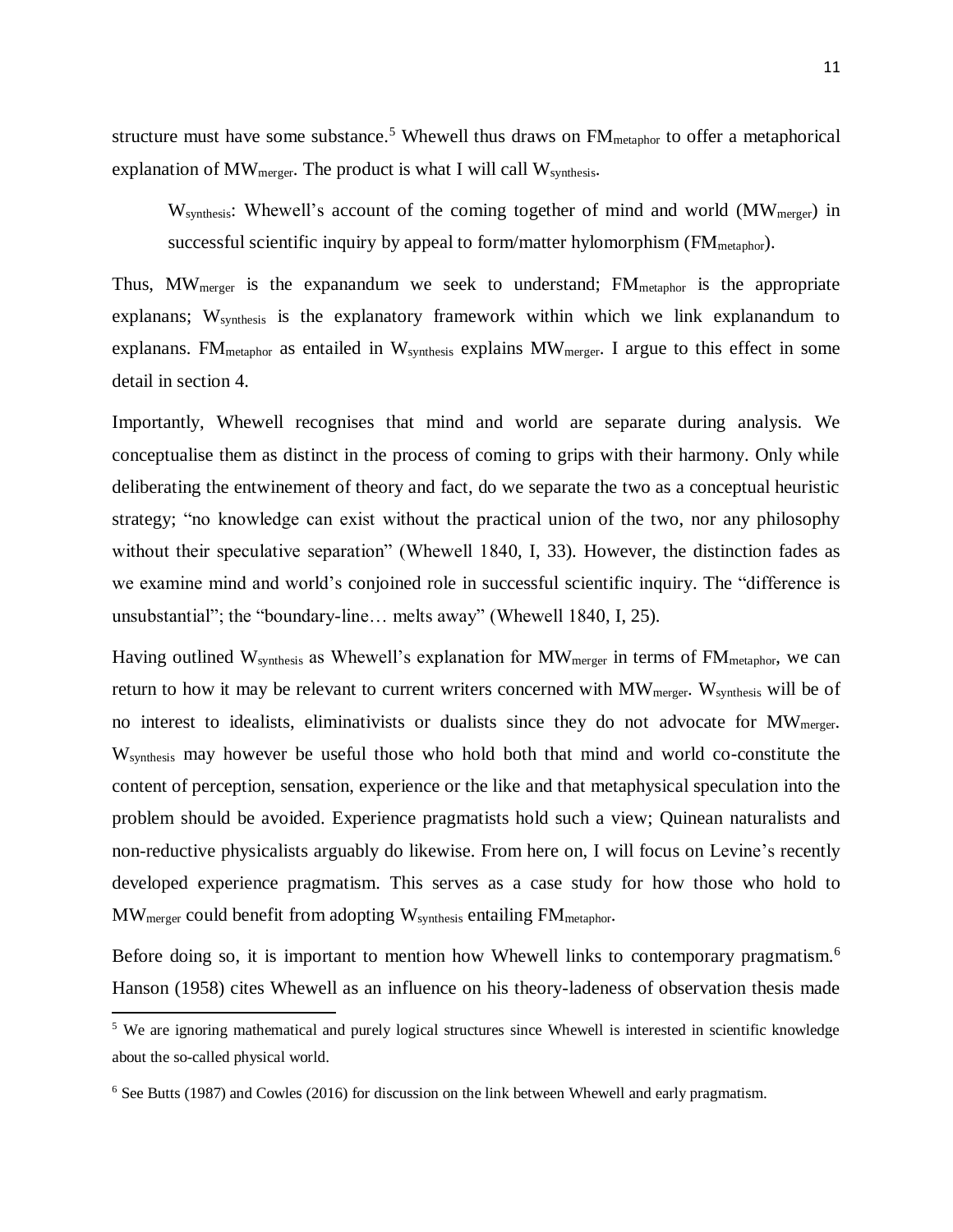structure must have some substance.[5] Whewell thus draws on $FM_{metaphor}$ to offer a metaphorical explanation of $MW_{merger}$. The product is what I will call $W_{synthesis}$.

> $W_{synthesis}$: Whewell's account of the coming together of mind and world ($MW_{merger}$) in successful scientific inquiry by appeal to form/matter hylomorphism ($FM_{metaphor}$).

Thus, $MW_{merger}$ is the expanandum we seek to understand; $FM_{metaphor}$ is the appropriate explanans; $W_{synthesis}$ is the explanatory framework within which we link explanandum to explanans. $FM_{metaphor}$ as entailed in $W_{synthesis}$ explains $MW_{merger}$. I argue to this effect in some detail in section 4.

Importantly, Whewell recognises that mind and world are separate during analysis. We conceptualise them as distinct in the process of coming to grips with their harmony. Only while deliberating the entwinement of theory and fact, do we separate the two as a conceptual heuristic strategy; "no knowledge can exist without the practical union of the two, nor any philosophy without their speculative separation" (Whewell 1840, I, 33). However, the distinction fades as we examine mind and world's conjoined role in successful scientific inquiry. The "difference is unsubstantial"; the "boundary-line… melts away" (Whewell 1840, I, 25).

Having outlined $W_{synthesis}$ as Whewell's explanation for $MW_{merger}$ in terms of $FM_{metaphor}$, we can return to how it may be relevant to current writers concerned with $MW_{merger}$. $W_{synthesis}$ will be of no interest to idealists, eliminativists or dualists since they do not advocate for $MW_{merger}$. $W_{synthesis}$ may however be useful those who hold both that mind and world co-constitute the content of perception, sensation, experience or the like and that metaphysical speculation into the problem should be avoided. Experience pragmatists hold such a view; Quinean naturalists and non-reductive physicalists arguably do likewise. From here on, I will focus on Levine's recently developed experience pragmatism. This serves as a case study for how those who hold to $MW_{merger}$ could benefit from adopting $W_{synthesis}$ entailing $FM_{metaphor}$.

Before doing so, it is important to mention how Whewell links to contemporary pragmatism.[6] Hanson (1958) cites Whewell as an influence on his theory-ladeness of observation thesis made

---

[5] We are ignoring mathematical and purely logical structures since Whewell is interested in scientific knowledge about the so-called physical world.

[6] See Butts (1987) and Cowles (2016) for discussion on the link between Whewell and early pragmatism.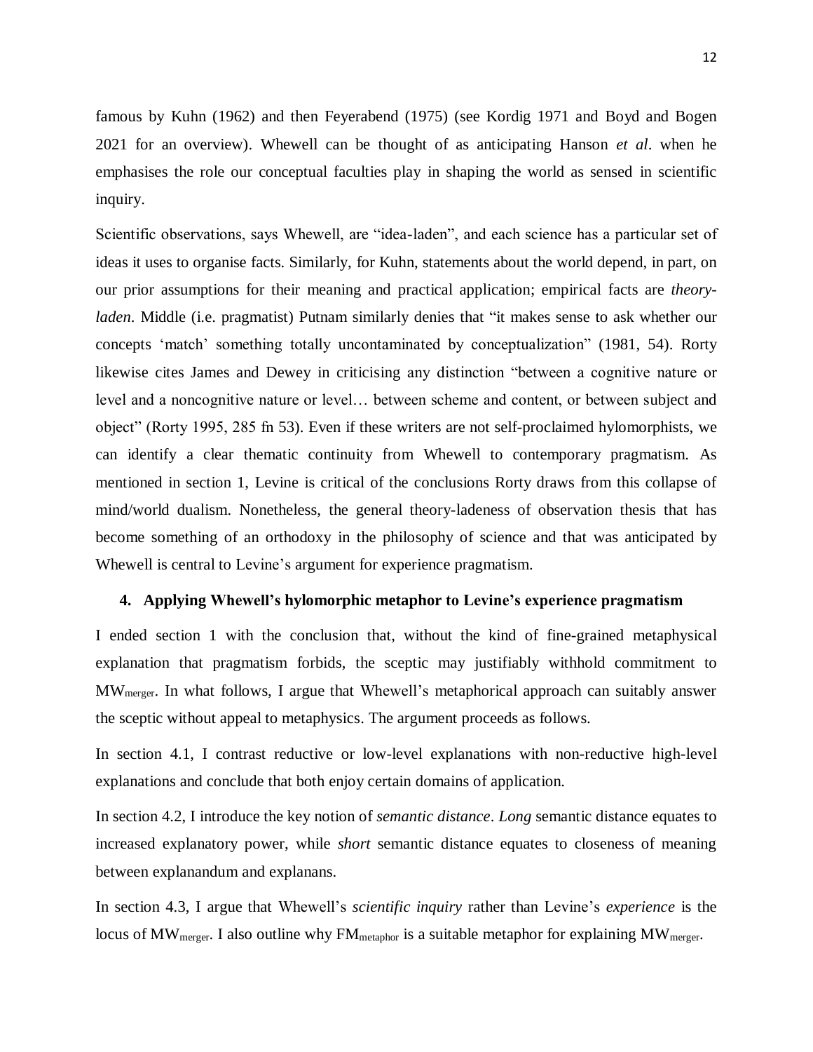famous by Kuhn (1962) and then Feyerabend (1975) (see Kordig 1971 and Boyd and Bogen 2021 for an overview). Whewell can be thought of as anticipating Hanson *et al*. when he emphasises the role our conceptual faculties play in shaping the world as sensed in scientific inquiry.

Scientific observations, says Whewell, are "idea-laden", and each science has a particular set of ideas it uses to organise facts. Similarly, for Kuhn, statements about the world depend, in part, on our prior assumptions for their meaning and practical application; empirical facts are *theory-laden*. Middle (i.e. pragmatist) Putnam similarly denies that "it makes sense to ask whether our concepts 'match' something totally uncontaminated by conceptualization" (1981, 54). Rorty likewise cites James and Dewey in criticising any distinction "between a cognitive nature or level and a noncognitive nature or level… between scheme and content, or between subject and object" (Rorty 1995, 285 fn 53). Even if these writers are not self-proclaimed hylomorphists, we can identify a clear thematic continuity from Whewell to contemporary pragmatism. As mentioned in section 1, Levine is critical of the conclusions Rorty draws from this collapse of mind/world dualism. Nonetheless, the general theory-ladeness of observation thesis that has become something of an orthodoxy in the philosophy of science and that was anticipated by Whewell is central to Levine's argument for experience pragmatism.

## 4. Applying Whewell's hylomorphic metaphor to Levine's experience pragmatism

I ended section 1 with the conclusion that, without the kind of fine-grained metaphysical explanation that pragmatism forbids, the sceptic may justifiably withhold commitment to $MW_{merger}$. In what follows, I argue that Whewell's metaphorical approach can suitably answer the sceptic without appeal to metaphysics. The argument proceeds as follows.

In section 4.1, I contrast reductive or low-level explanations with non-reductive high-level explanations and conclude that both enjoy certain domains of application.

In section 4.2, I introduce the key notion of *semantic distance*. *Long* semantic distance equates to increased explanatory power, while *short* semantic distance equates to closeness of meaning between explanandum and explanans.

In section 4.3, I argue that Whewell's *scientific inquiry* rather than Levine's *experience* is the locus of $MW_{merger}$. I also outline why $FM_{metaphor}$ is a suitable metaphor for explaining $MW_{merger}$.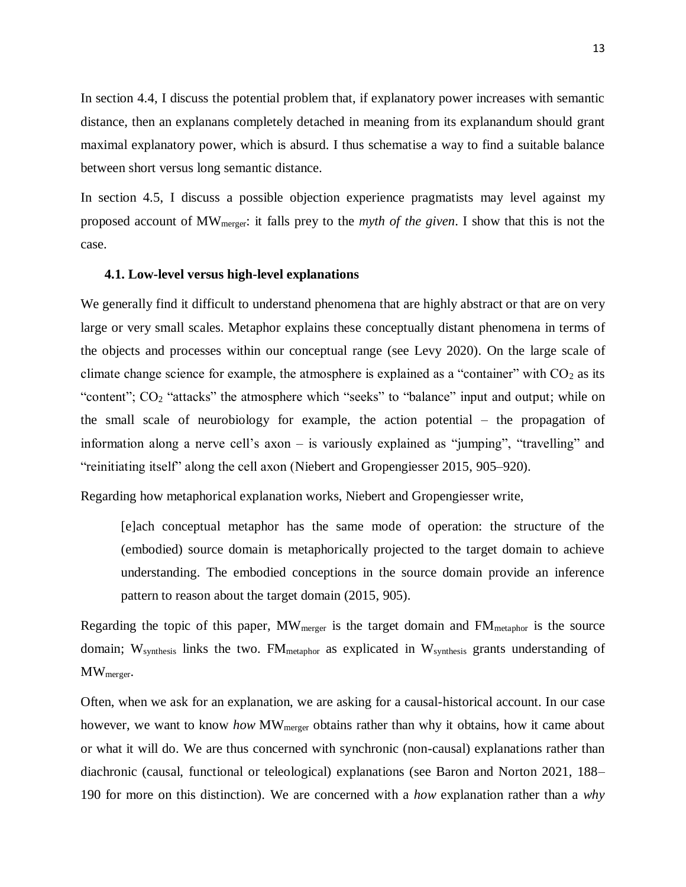In section 4.4, I discuss the potential problem that, if explanatory power increases with semantic distance, then an explanans completely detached in meaning from its explanandum should grant maximal explanatory power, which is absurd. I thus schematise a way to find a suitable balance between short versus long semantic distance.

In section 4.5, I discuss a possible objection experience pragmatists may level against my proposed account of $MW_{merger}$: it falls prey to the *myth of the given*. I show that this is not the case.

### 4.1. Low-level versus high-level explanations

We generally find it difficult to understand phenomena that are highly abstract or that are on very large or very small scales. Metaphor explains these conceptually distant phenomena in terms of the objects and processes within our conceptual range (see Levy 2020). On the large scale of climate change science for example, the atmosphere is explained as a "container" with $CO_2$ as its "content"; $CO_2$ "attacks" the atmosphere which "seeks" to "balance" input and output; while on the small scale of neurobiology for example, the action potential – the propagation of information along a nerve cell's axon – is variously explained as "jumping", "travelling" and "reinitiating itself" along the cell axon (Niebert and Gropengiesser 2015, 905–920).

Regarding how metaphorical explanation works, Niebert and Gropengiesser write,

> [e]ach conceptual metaphor has the same mode of operation: the structure of the (embodied) source domain is metaphorically projected to the target domain to achieve understanding. The embodied conceptions in the source domain provide an inference pattern to reason about the target domain (2015, 905).

Regarding the topic of this paper, $MW_{merger}$ is the target domain and $FM_{metaphor}$ is the source domain; $W_{synthesis}$ links the two. $FM_{metaphor}$ as explicated in $W_{synthesis}$ grants understanding of $MW_{merger}$.

Often, when we ask for an explanation, we are asking for a causal-historical account. In our case however, we want to know *how* $MW_{merger}$ obtains rather than why it obtains, how it came about or what it will do. We are thus concerned with synchronic (non-causal) explanations rather than diachronic (causal, functional or teleological) explanations (see Baron and Norton 2021, 188–190 for more on this distinction). We are concerned with a *how* explanation rather than a *why*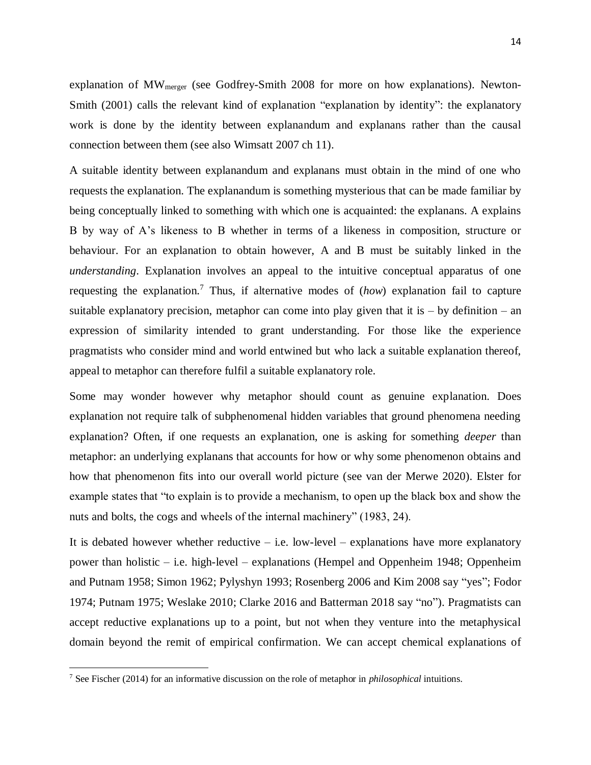explanation of $MW_{merger}$ (see Godfrey-Smith 2008 for more on how explanations). Newton-Smith (2001) calls the relevant kind of explanation "explanation by identity": the explanatory work is done by the identity between explanandum and explanans rather than the causal connection between them (see also Wimsatt 2007 ch 11).

A suitable identity between explanandum and explanans must obtain in the mind of one who requests the explanation. The explanandum is something mysterious that can be made familiar by being conceptually linked to something with which one is acquainted: the explanans. A explains B by way of A's likeness to B whether in terms of a likeness in composition, structure or behaviour. For an explanation to obtain however, A and B must be suitably linked in the *understanding*. Explanation involves an appeal to the intuitive conceptual apparatus of one requesting the explanation.[7] Thus, if alternative modes of (*how*) explanation fail to capture suitable explanatory precision, metaphor can come into play given that it is – by definition – an expression of similarity intended to grant understanding. For those like the experience pragmatists who consider mind and world entwined but who lack a suitable explanation thereof, appeal to metaphor can therefore fulfil a suitable explanatory role.

Some may wonder however why metaphor should count as genuine explanation. Does explanation not require talk of subphenomenal hidden variables that ground phenomena needing explanation? Often, if one requests an explanation, one is asking for something *deeper* than metaphor: an underlying explanans that accounts for how or why some phenomenon obtains and how that phenomenon fits into our overall world picture (see van der Merwe 2020). Elster for example states that "to explain is to provide a mechanism, to open up the black box and show the nuts and bolts, the cogs and wheels of the internal machinery" (1983, 24).

It is debated however whether reductive – i.e. low-level – explanations have more explanatory power than holistic – i.e. high-level – explanations (Hempel and Oppenheim 1948; Oppenheim and Putnam 1958; Simon 1962; Pylyshyn 1993; Rosenberg 2006 and Kim 2008 say "yes"; Fodor 1974; Putnam 1975; Weslake 2010; Clarke 2016 and Batterman 2018 say "no"). Pragmatists can accept reductive explanations up to a point, but not when they venture into the metaphysical domain beyond the remit of empirical confirmation. We can accept chemical explanations of

[7] See Fischer (2014) for an informative discussion on the role of metaphor in *philosophical* intuitions.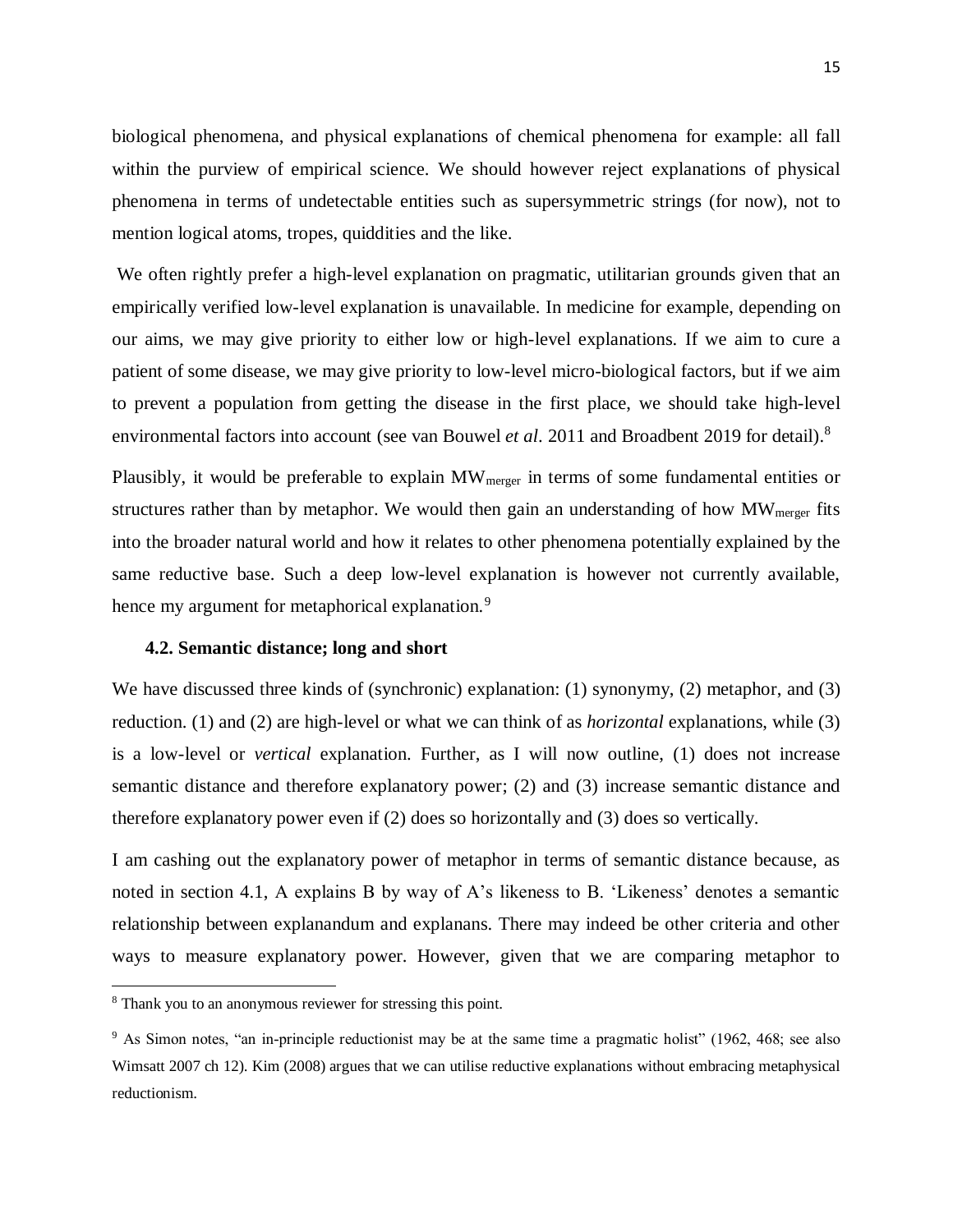biological phenomena, and physical explanations of chemical phenomena for example: all fall within the purview of empirical science. We should however reject explanations of physical phenomena in terms of undetectable entities such as supersymmetric strings (for now), not to mention logical atoms, tropes, quiddities and the like.

We often rightly prefer a high-level explanation on pragmatic, utilitarian grounds given that an empirically verified low-level explanation is unavailable. In medicine for example, depending on our aims, we may give priority to either low or high-level explanations. If we aim to cure a patient of some disease, we may give priority to low-level micro-biological factors, but if we aim to prevent a population from getting the disease in the first place, we should take high-level environmental factors into account (see van Bouwel *et al*. 2011 and Broadbent 2019 for detail).[8]

Plausibly, it would be preferable to explain $MW_{merger}$ in terms of some fundamental entities or structures rather than by metaphor. We would then gain an understanding of how $MW_{merger}$ fits into the broader natural world and how it relates to other phenomena potentially explained by the same reductive base. Such a deep low-level explanation is however not currently available, hence my argument for metaphorical explanation.[9]

### 4.2. Semantic distance; long and short

We have discussed three kinds of (synchronic) explanation: (1) synonymy, (2) metaphor, and (3) reduction. (1) and (2) are high-level or what we can think of as *horizontal* explanations, while (3) is a low-level or *vertical* explanation. Further, as I will now outline, (1) does not increase semantic distance and therefore explanatory power; (2) and (3) increase semantic distance and therefore explanatory power even if (2) does so horizontally and (3) does so vertically.

I am cashing out the explanatory power of metaphor in terms of semantic distance because, as noted in section 4.1, A explains B by way of A's likeness to B. 'Likeness' denotes a semantic relationship between explanandum and explanans. There may indeed be other criteria and other ways to measure explanatory power. However, given that we are comparing metaphor to

---

[8] Thank you to an anonymous reviewer for stressing this point.

[9] As Simon notes, "an in-principle reductionist may be at the same time a pragmatic holist" (1962, 468; see also Wimsatt 2007 ch 12). Kim (2008) argues that we can utilise reductive explanations without embracing metaphysical reductionism.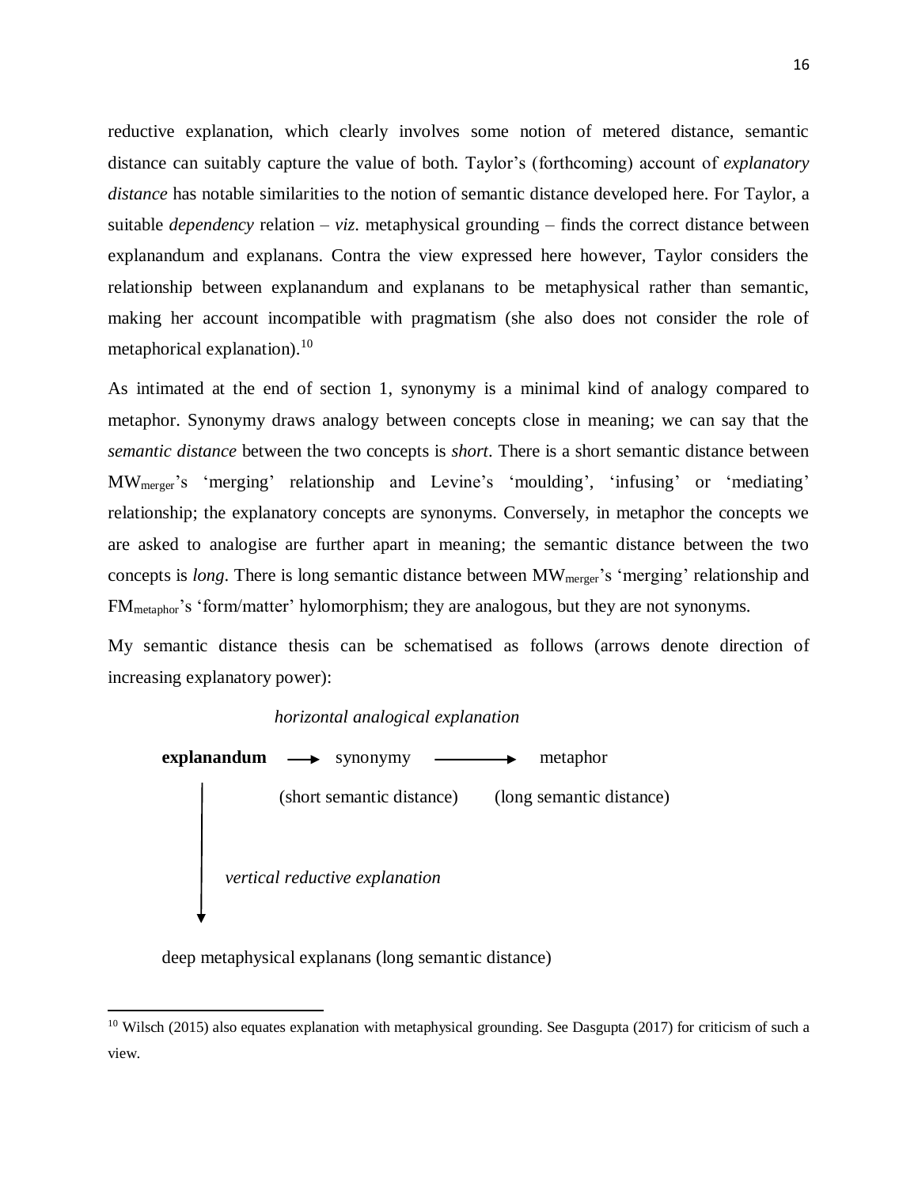reductive explanation, which clearly involves some notion of metered distance, semantic distance can suitably capture the value of both. Taylor's (forthcoming) account of *explanatory distance* has notable similarities to the notion of semantic distance developed here. For Taylor, a suitable *dependency* relation – *viz.* metaphysical grounding – finds the correct distance between explanandum and explanans. Contra the view expressed here however, Taylor considers the relationship between explanandum and explanans to be metaphysical rather than semantic, making her account incompatible with pragmatism (she also does not consider the role of metaphorical explanation).[10]

As intimated at the end of section 1, synonymy is a minimal kind of analogy compared to metaphor. Synonymy draws analogy between concepts close in meaning; we can say that the *semantic distance* between the two concepts is *short*. There is a short semantic distance between $MW_{merger}$'s 'merging' relationship and Levine's 'moulding', 'infusing' or 'mediating' relationship; the explanatory concepts are synonyms. Conversely, in metaphor the concepts we are asked to analogise are further apart in meaning; the semantic distance between the two concepts is *long*. There is long semantic distance between $MW_{merger}$'s 'merging' relationship and $FM_{metaphor}$'s 'form/matter' hylomorphism; they are analogous, but they are not synonyms.

My semantic distance thesis can be schematised as follows (arrows denote direction of increasing explanatory power):

*horizontal analogical explanation*

**explanandum** → synonymy ——→ metaphor

(short semantic distance) (long semantic distance)

↓ *vertical reductive explanation*

deep metaphysical explanans (long semantic distance)

---

[10] Wilsch (2015) also equates explanation with metaphysical grounding. See Dasgupta (2017) for criticism of such a view.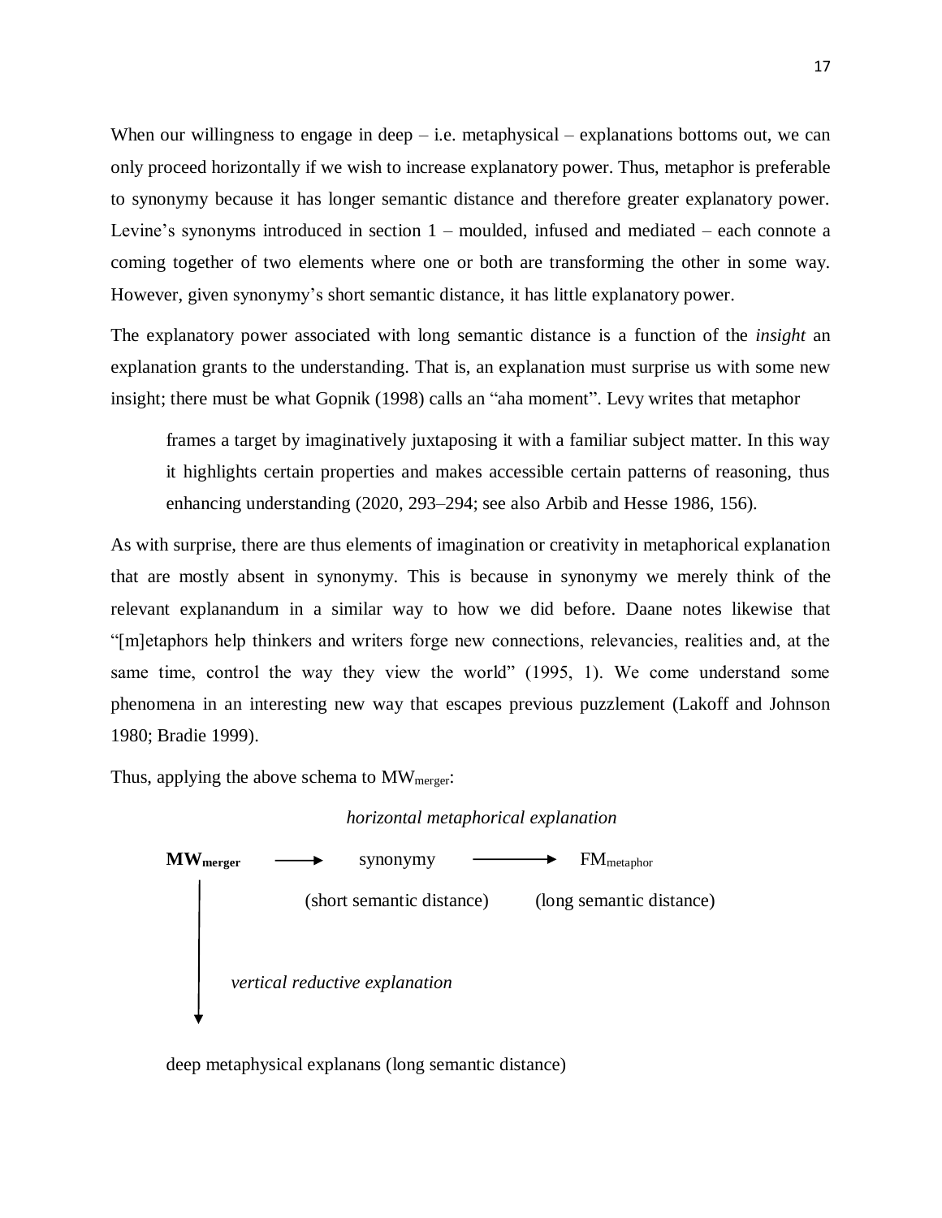When our willingness to engage in deep – i.e. metaphysical – explanations bottoms out, we can only proceed horizontally if we wish to increase explanatory power. Thus, metaphor is preferable to synonymy because it has longer semantic distance and therefore greater explanatory power. Levine's synonyms introduced in section 1 – moulded, infused and mediated – each connote a coming together of two elements where one or both are transforming the other in some way. However, given synonymy's short semantic distance, it has little explanatory power.

The explanatory power associated with long semantic distance is a function of the *insight* an explanation grants to the understanding. That is, an explanation must surprise us with some new insight; there must be what Gopnik (1998) calls an "aha moment". Levy writes that metaphor

> frames a target by imaginatively juxtaposing it with a familiar subject matter. In this way it highlights certain properties and makes accessible certain patterns of reasoning, thus enhancing understanding (2020, 293–294; see also Arbib and Hesse 1986, 156).

As with surprise, there are thus elements of imagination or creativity in metaphorical explanation that are mostly absent in synonymy. This is because in synonymy we merely think of the relevant explanandum in a similar way to how we did before. Daane notes likewise that "[m]etaphors help thinkers and writers forge new connections, relevancies, realities and, at the same time, control the way they view the world" (1995, 1). We come understand some phenomena in an interesting new way that escapes previous puzzlement (Lakoff and Johnson 1980; Bradie 1999).

Thus, applying the above schema to $MW_{merger}$:

*horizontal metaphorical explanation*

$\mathbf{MW_{merger}}$ ⟶ synonymy (short semantic distance) ⟶ $FM_{metaphor}$ (long semantic distance)

↓ *vertical reductive explanation*

deep metaphysical explanans (long semantic distance)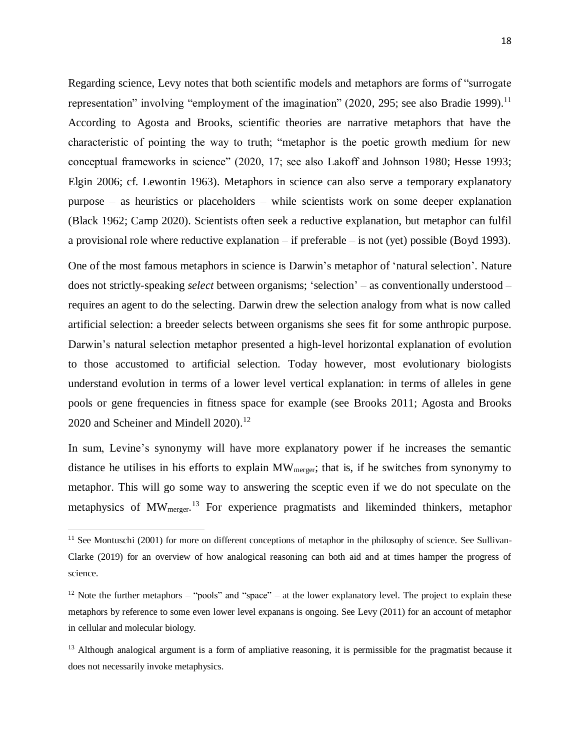Regarding science, Levy notes that both scientific models and metaphors are forms of "surrogate representation" involving "employment of the imagination" (2020, 295; see also Bradie 1999).[11] According to Agosta and Brooks, scientific theories are narrative metaphors that have the characteristic of pointing the way to truth; "metaphor is the poetic growth medium for new conceptual frameworks in science" (2020, 17; see also Lakoff and Johnson 1980; Hesse 1993; Elgin 2006; cf. Lewontin 1963). Metaphors in science can also serve a temporary explanatory purpose – as heuristics or placeholders – while scientists work on some deeper explanation (Black 1962; Camp 2020). Scientists often seek a reductive explanation, but metaphor can fulfil a provisional role where reductive explanation – if preferable – is not (yet) possible (Boyd 1993).

One of the most famous metaphors in science is Darwin's metaphor of 'natural selection'. Nature does not strictly-speaking *select* between organisms; 'selection' – as conventionally understood – requires an agent to do the selecting. Darwin drew the selection analogy from what is now called artificial selection: a breeder selects between organisms she sees fit for some anthropic purpose. Darwin's natural selection metaphor presented a high-level horizontal explanation of evolution to those accustomed to artificial selection. Today however, most evolutionary biologists understand evolution in terms of a lower level vertical explanation: in terms of alleles in gene pools or gene frequencies in fitness space for example (see Brooks 2011; Agosta and Brooks 2020 and Scheiner and Mindell 2020).[12]

In sum, Levine's synonymy will have more explanatory power if he increases the semantic distance he utilises in his efforts to explain $MW_{merger}$; that is, if he switches from synonymy to metaphor. This will go some way to answering the sceptic even if we do not speculate on the metaphysics of $MW_{merger}$.[13] For experience pragmatists and likeminded thinkers, metaphor

[11] See Montuschi (2001) for more on different conceptions of metaphor in the philosophy of science. See Sullivan-Clarke (2019) for an overview of how analogical reasoning can both aid and at times hamper the progress of science.

[12] Note the further metaphors – "pools" and "space" – at the lower explanatory level. The project to explain these metaphors by reference to some even lower level expanans is ongoing. See Levy (2011) for an account of metaphor in cellular and molecular biology.

[13] Although analogical argument is a form of ampliative reasoning, it is permissible for the pragmatist because it does not necessarily invoke metaphysics.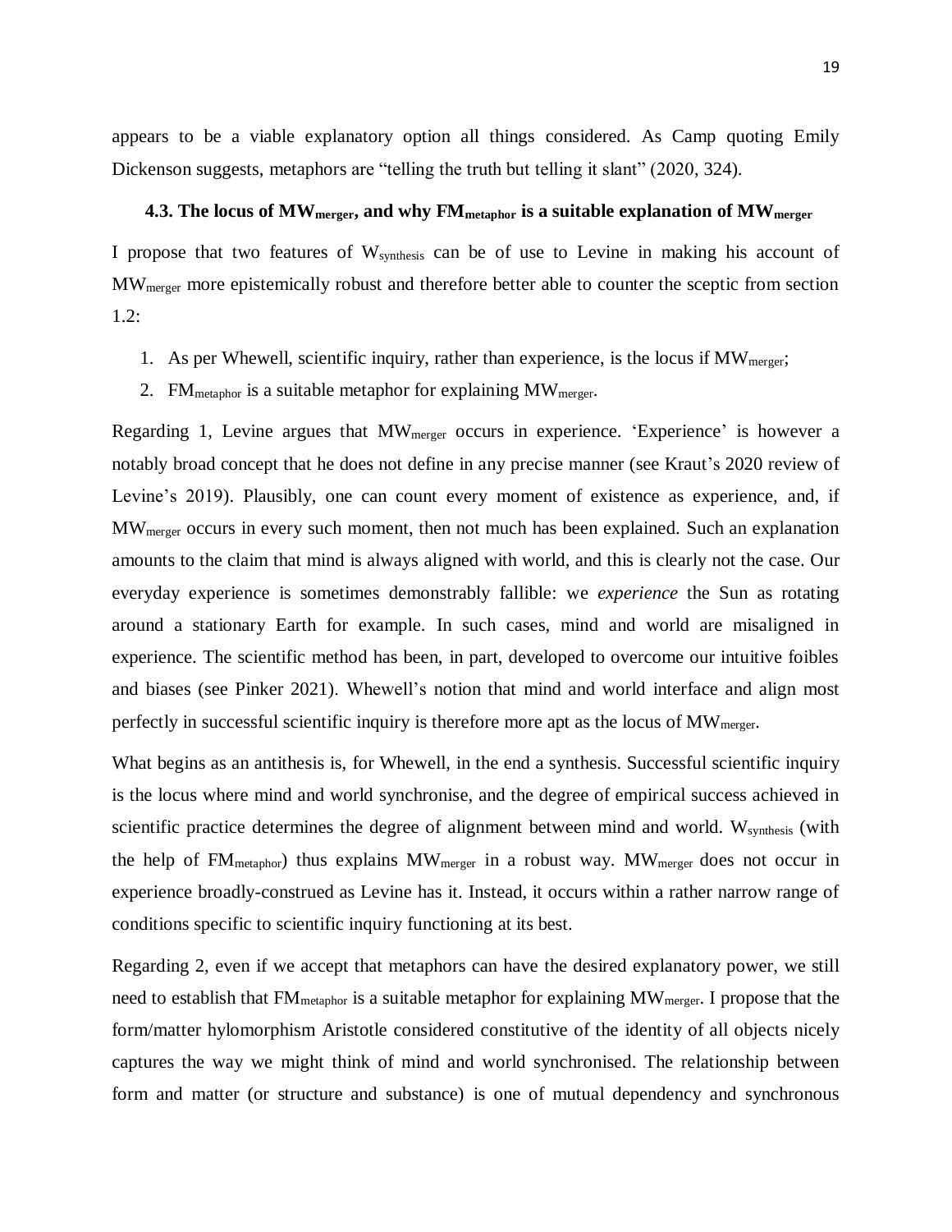appears to be a viable explanatory option all things considered. As Camp quoting Emily Dickenson suggests, metaphors are "telling the truth but telling it slant" (2020, 324).

### 4.3. The locus of $MW_{merger}$, and why $FM_{metaphor}$ is a suitable explanation of $MW_{merger}$

I propose that two features of $W_{synthesis}$ can be of use to Levine in making his account of $MW_{merger}$ more epistemically robust and therefore better able to counter the sceptic from section 1.2:

1. As per Whewell, scientific inquiry, rather than experience, is the locus if $MW_{merger}$;
2. $FM_{metaphor}$ is a suitable metaphor for explaining $MW_{merger}$.

Regarding 1, Levine argues that $MW_{merger}$ occurs in experience. 'Experience' is however a notably broad concept that he does not define in any precise manner (see Kraut's 2020 review of Levine's 2019). Plausibly, one can count every moment of existence as experience, and, if $MW_{merger}$ occurs in every such moment, then not much has been explained. Such an explanation amounts to the claim that mind is always aligned with world, and this is clearly not the case. Our everyday experience is sometimes demonstrably fallible: we *experience* the Sun as rotating around a stationary Earth for example. In such cases, mind and world are misaligned in experience. The scientific method has been, in part, developed to overcome our intuitive foibles and biases (see Pinker 2021). Whewell's notion that mind and world interface and align most perfectly in successful scientific inquiry is therefore more apt as the locus of $MW_{merger}$.

What begins as an antithesis is, for Whewell, in the end a synthesis. Successful scientific inquiry is the locus where mind and world synchronise, and the degree of empirical success achieved in scientific practice determines the degree of alignment between mind and world. $W_{synthesis}$ (with the help of $FM_{metaphor}$) thus explains $MW_{merger}$ in a robust way. $MW_{merger}$ does not occur in experience broadly-construed as Levine has it. Instead, it occurs within a rather narrow range of conditions specific to scientific inquiry functioning at its best.

Regarding 2, even if we accept that metaphors can have the desired explanatory power, we still need to establish that $FM_{metaphor}$ is a suitable metaphor for explaining $MW_{merger}$. I propose that the form/matter hylomorphism Aristotle considered constitutive of the identity of all objects nicely captures the way we might think of mind and world synchronised. The relationship between form and matter (or structure and substance) is one of mutual dependency and synchronous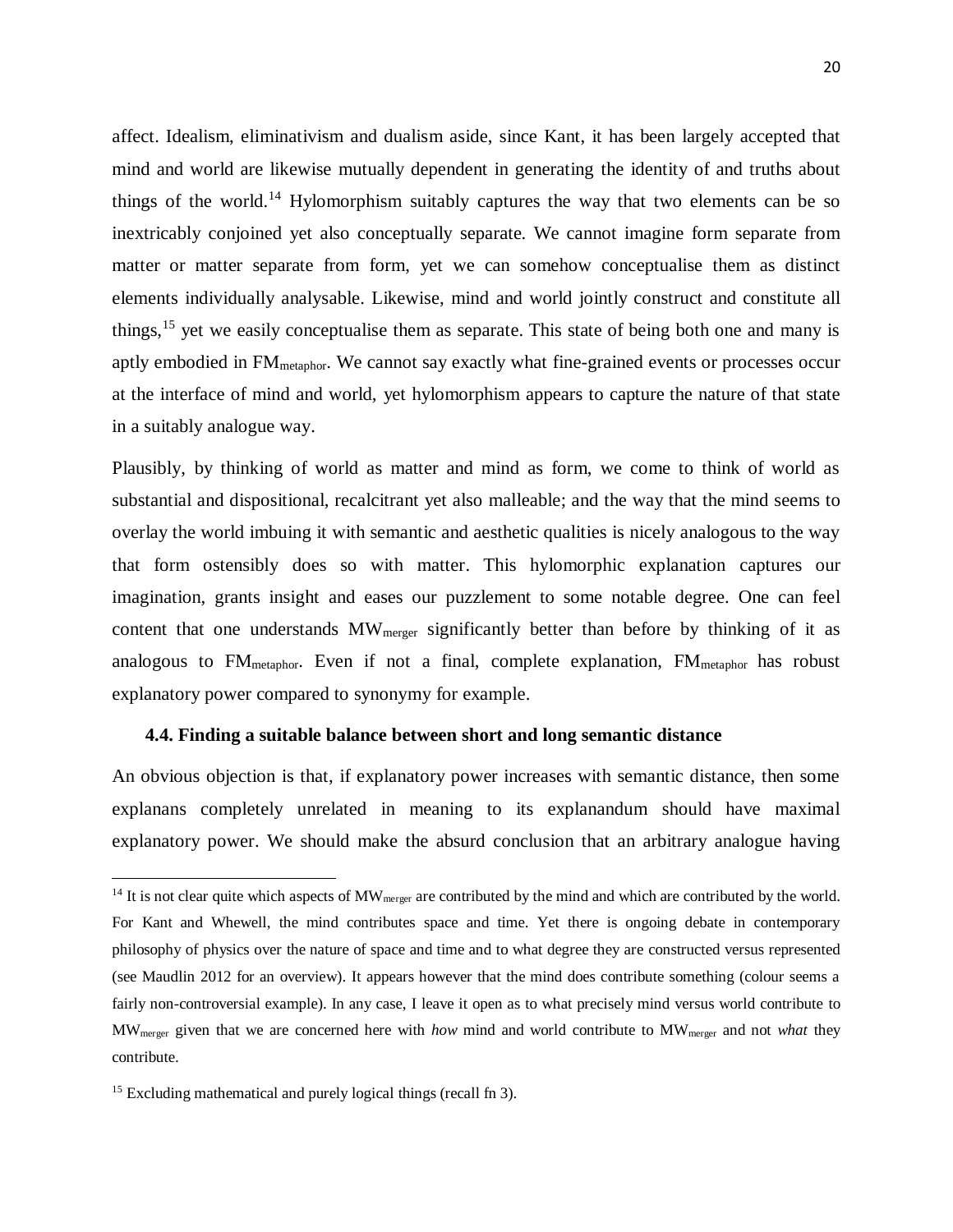affect. Idealism, eliminativism and dualism aside, since Kant, it has been largely accepted that mind and world are likewise mutually dependent in generating the identity of and truths about things of the world.[14] Hylomorphism suitably captures the way that two elements can be so inextricably conjoined yet also conceptually separate. We cannot imagine form separate from matter or matter separate from form, yet we can somehow conceptualise them as distinct elements individually analysable. Likewise, mind and world jointly construct and constitute all things,[15] yet we easily conceptualise them as separate. This state of being both one and many is aptly embodied in $\text{FM}_{\text{metaphor}}$. We cannot say exactly what fine-grained events or processes occur at the interface of mind and world, yet hylomorphism appears to capture the nature of that state in a suitably analogue way.

Plausibly, by thinking of world as matter and mind as form, we come to think of world as substantial and dispositional, recalcitrant yet also malleable; and the way that the mind seems to overlay the world imbuing it with semantic and aesthetic qualities is nicely analogous to the way that form ostensibly does so with matter. This hylomorphic explanation captures our imagination, grants insight and eases our puzzlement to some notable degree. One can feel content that one understands $\text{MW}_{\text{merger}}$ significantly better than before by thinking of it as analogous to $\text{FM}_{\text{metaphor}}$. Even if not a final, complete explanation, $\text{FM}_{\text{metaphor}}$ has robust explanatory power compared to synonymy for example.

### 4.4. Finding a suitable balance between short and long semantic distance

An obvious objection is that, if explanatory power increases with semantic distance, then some explanans completely unrelated in meaning to its explanandum should have maximal explanatory power. We should make the absurd conclusion that an arbitrary analogue having

---

[14] It is not clear quite which aspects of $\text{MW}_{\text{merger}}$ are contributed by the mind and which are contributed by the world. For Kant and Whewell, the mind contributes space and time. Yet there is ongoing debate in contemporary philosophy of physics over the nature of space and time and to what degree they are constructed versus represented (see Maudlin 2012 for an overview). It appears however that the mind does contribute something (colour seems a fairly non-controversial example). In any case, I leave it open as to what precisely mind versus world contribute to $\text{MW}_{\text{merger}}$ given that we are concerned here with *how* mind and world contribute to $\text{MW}_{\text{merger}}$ and not *what* they contribute.

[15] Excluding mathematical and purely logical things (recall fn 3).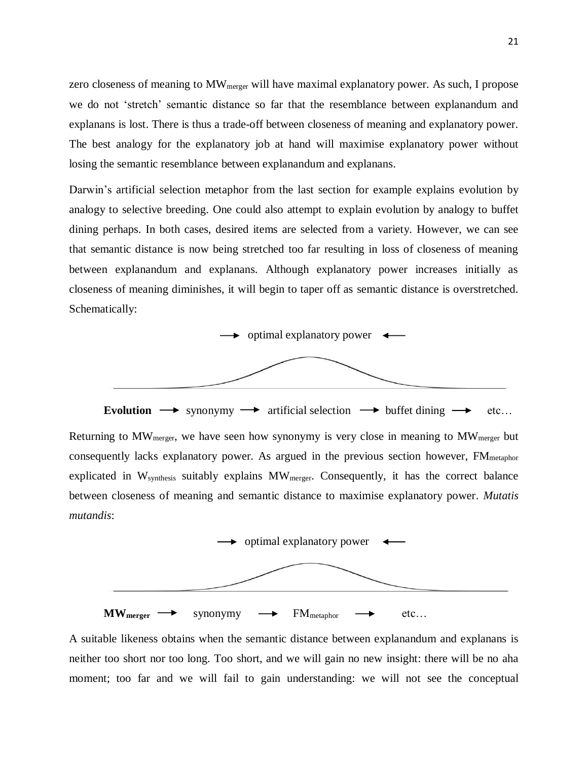zero closeness of meaning to $MW_{merger}$ will have maximal explanatory power. As such, I propose we do not 'stretch' semantic distance so far that the resemblance between explanandum and explanans is lost. There is thus a trade-off between closeness of meaning and explanatory power. The best analogy for the explanatory job at hand will maximise explanatory power without losing the semantic resemblance between explanandum and explanans.

Darwin's artificial selection metaphor from the last section for example explains evolution by analogy to selective breeding. One could also attempt to explain evolution by analogy to buffet dining perhaps. In both cases, desired items are selected from a variety. However, we can see that semantic distance is now being stretched too far resulting in loss of closeness of meaning between explanandum and explanans. Although explanatory power increases initially as closeness of meaning diminishes, it will begin to taper off as semantic distance is overstretched. Schematically:

→ optimal explanatory power ←

**Evolution** → synonymy → artificial selection → buffet dining → etc…

Returning to $MW_{merger}$, we have seen how synonymy is very close in meaning to $MW_{merger}$ but consequently lacks explanatory power. As argued in the previous section however, $FM_{metaphor}$ explicated in $W_{synthesis}$ suitably explains $MW_{merger}$. Consequently, it has the correct balance between closeness of meaning and semantic distance to maximise explanatory power. *Mutatis mutandis*:

→ optimal explanatory power ←

$\mathbf{MW_{merger}}$ → synonymy → $FM_{metaphor}$ → etc…

A suitable likeness obtains when the semantic distance between explanandum and explanans is neither too short nor too long. Too short, and we will gain no new insight: there will be no aha moment; too far and we will fail to gain understanding: we will not see the conceptual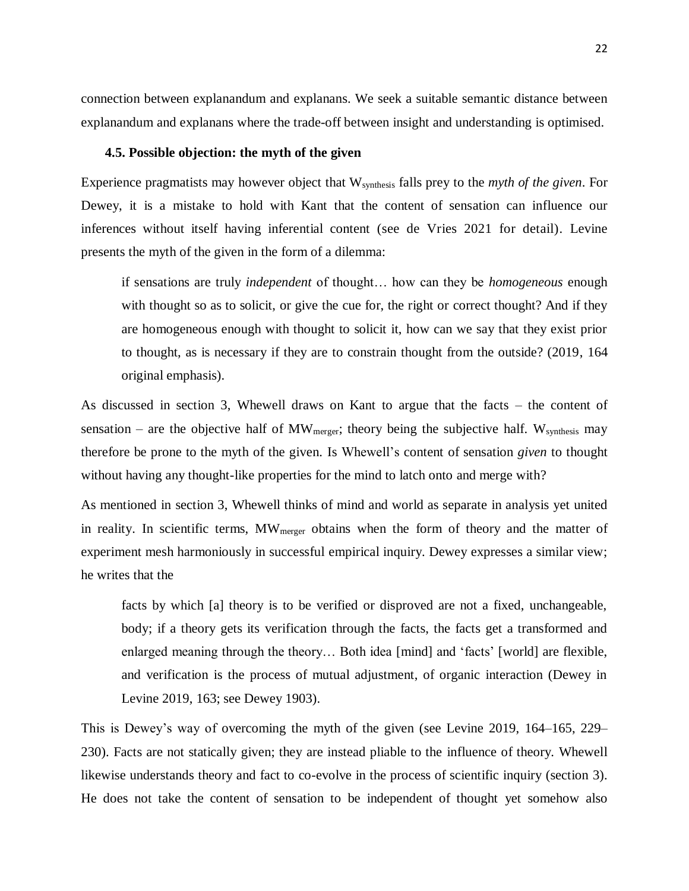connection between explanandum and explanans. We seek a suitable semantic distance between explanandum and explanans where the trade-off between insight and understanding is optimised.

### 4.5. Possible objection: the myth of the given

Experience pragmatists may however object that $W_{synthesis}$ falls prey to the *myth of the given*. For Dewey, it is a mistake to hold with Kant that the content of sensation can influence our inferences without itself having inferential content (see de Vries 2021 for detail). Levine presents the myth of the given in the form of a dilemma:

> if sensations are truly *independent* of thought… how can they be *homogeneous* enough with thought so as to solicit, or give the cue for, the right or correct thought? And if they are homogeneous enough with thought to solicit it, how can we say that they exist prior to thought, as is necessary if they are to constrain thought from the outside? (2019, 164 original emphasis).

As discussed in section 3, Whewell draws on Kant to argue that the facts – the content of sensation – are the objective half of $MW_{merger}$; theory being the subjective half. $W_{synthesis}$ may therefore be prone to the myth of the given. Is Whewell's content of sensation *given* to thought without having any thought-like properties for the mind to latch onto and merge with?

As mentioned in section 3, Whewell thinks of mind and world as separate in analysis yet united in reality. In scientific terms, $MW_{merger}$ obtains when the form of theory and the matter of experiment mesh harmoniously in successful empirical inquiry. Dewey expresses a similar view; he writes that the

> facts by which [a] theory is to be verified or disproved are not a fixed, unchangeable, body; if a theory gets its verification through the facts, the facts get a transformed and enlarged meaning through the theory… Both idea [mind] and 'facts' [world] are flexible, and verification is the process of mutual adjustment, of organic interaction (Dewey in Levine 2019, 163; see Dewey 1903).

This is Dewey's way of overcoming the myth of the given (see Levine 2019, 164–165, 229–230). Facts are not statically given; they are instead pliable to the influence of theory. Whewell likewise understands theory and fact to co-evolve in the process of scientific inquiry (section 3). He does not take the content of sensation to be independent of thought yet somehow also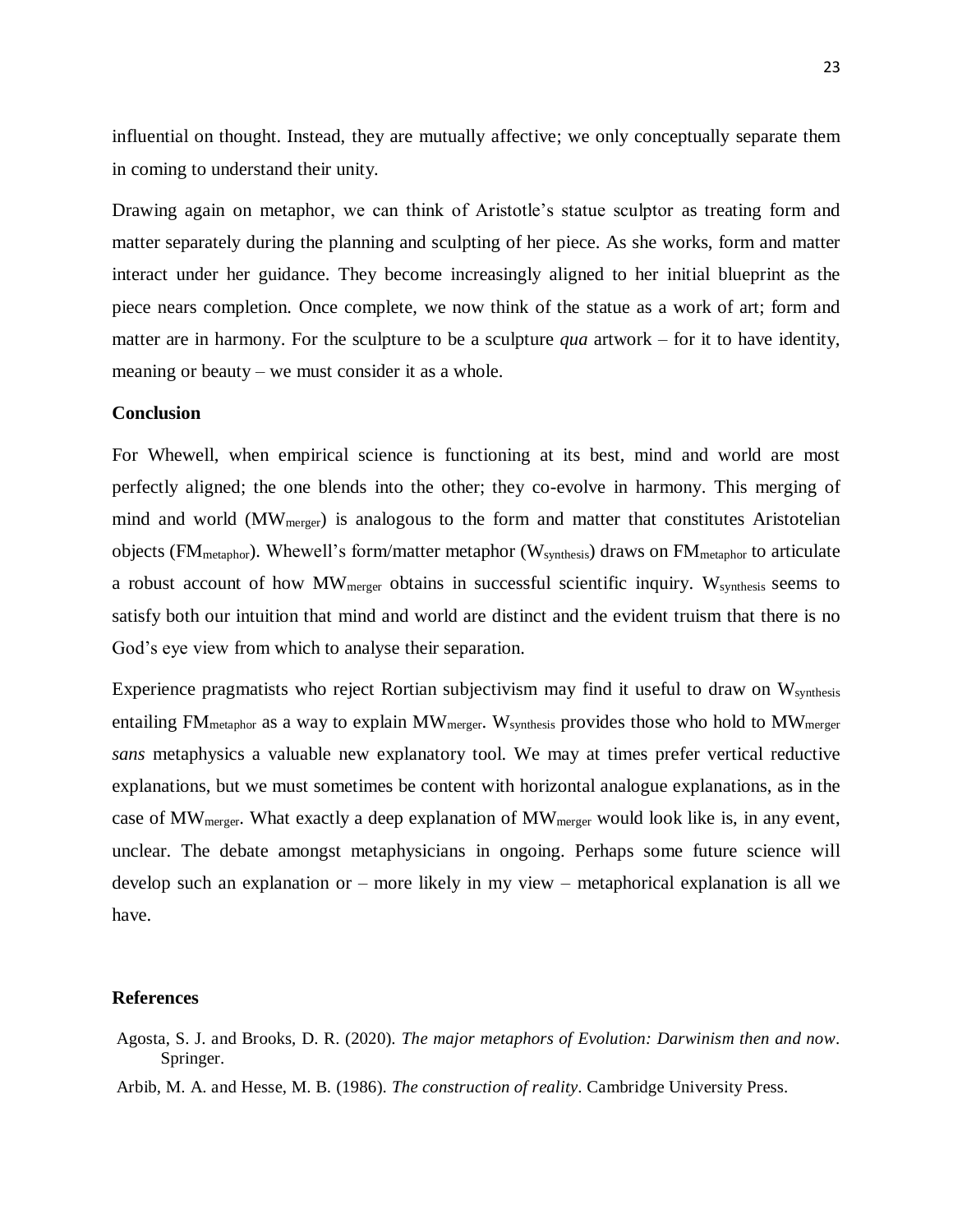influential on thought. Instead, they are mutually affective; we only conceptually separate them in coming to understand their unity.

Drawing again on metaphor, we can think of Aristotle's statue sculptor as treating form and matter separately during the planning and sculpting of her piece. As she works, form and matter interact under her guidance. They become increasingly aligned to her initial blueprint as the piece nears completion. Once complete, we now think of the statue as a work of art; form and matter are in harmony. For the sculpture to be a sculpture *qua* artwork – for it to have identity, meaning or beauty – we must consider it as a whole.

## Conclusion

For Whewell, when empirical science is functioning at its best, mind and world are most perfectly aligned; the one blends into the other; they co-evolve in harmony. This merging of mind and world ($MW_{merger}$) is analogous to the form and matter that constitutes Aristotelian objects ($FM_{metaphor}$). Whewell's form/matter metaphor ($W_{synthesis}$) draws on $FM_{metaphor}$ to articulate a robust account of how $MW_{merger}$ obtains in successful scientific inquiry. $W_{synthesis}$ seems to satisfy both our intuition that mind and world are distinct and the evident truism that there is no God's eye view from which to analyse their separation.

Experience pragmatists who reject Rortian subjectivism may find it useful to draw on $W_{synthesis}$ entailing $FM_{metaphor}$ as a way to explain $MW_{merger}$. $W_{synthesis}$ provides those who hold to $MW_{merger}$ *sans* metaphysics a valuable new explanatory tool. We may at times prefer vertical reductive explanations, but we must sometimes be content with horizontal analogue explanations, as in the case of $MW_{merger}$. What exactly a deep explanation of $MW_{merger}$ would look like is, in any event, unclear. The debate amongst metaphysicians in ongoing. Perhaps some future science will develop such an explanation or – more likely in my view – metaphorical explanation is all we have.

## References

Agosta, S. J. and Brooks, D. R. (2020). *The major metaphors of Evolution: Darwinism then and now*. Springer.

Arbib, M. A. and Hesse, M. B. (1986). *The construction of reality*. Cambridge University Press.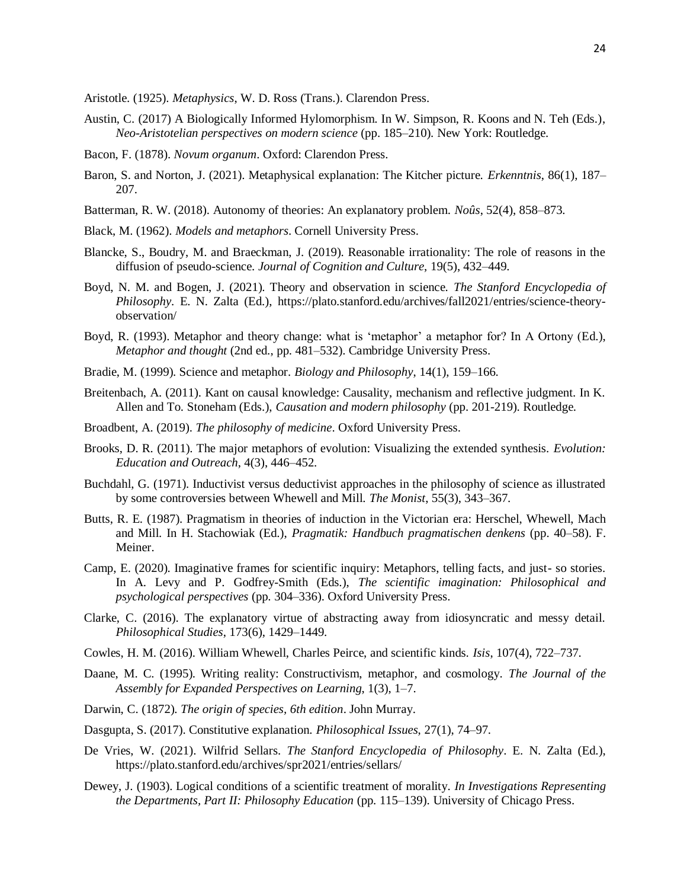Aristotle. (1925). *Metaphysics*, W. D. Ross (Trans.). Clarendon Press.

Austin, C. (2017) A Biologically Informed Hylomorphism. In W. Simpson, R. Koons and N. Teh (Eds.), *Neo-Aristotelian perspectives on modern science* (pp. 185–210). New York: Routledge.

Bacon, F. (1878). *Novum organum*. Oxford: Clarendon Press.

Baron, S. and Norton, J. (2021). Metaphysical explanation: The Kitcher picture. *Erkenntnis*, 86(1), 187–207.

Batterman, R. W. (2018). Autonomy of theories: An explanatory problem. *Noûs*, 52(4), 858–873.

Black, M. (1962). *Models and metaphors*. Cornell University Press.

Blancke, S., Boudry, M. and Braeckman, J. (2019). Reasonable irrationality: The role of reasons in the diffusion of pseudo-science. *Journal of Cognition and Culture*, 19(5), 432–449.

Boyd, N. M. and Bogen, J. (2021). Theory and observation in science. *The Stanford Encyclopedia of Philosophy*. E. N. Zalta (Ed.), https://plato.stanford.edu/archives/fall2021/entries/science-theory-observation/

Boyd, R. (1993). Metaphor and theory change: what is 'metaphor' a metaphor for? In A Ortony (Ed.), *Metaphor and thought* (2nd ed., pp. 481–532). Cambridge University Press.

Bradie, M. (1999). Science and metaphor. *Biology and Philosophy*, 14(1), 159–166.

Breitenbach, A. (2011). Kant on causal knowledge: Causality, mechanism and reflective judgment. In K. Allen and To. Stoneham (Eds.), *Causation and modern philosophy* (pp. 201-219). Routledge.

Broadbent, A. (2019). *The philosophy of medicine*. Oxford University Press.

Brooks, D. R. (2011). The major metaphors of evolution: Visualizing the extended synthesis. *Evolution: Education and Outreach*, 4(3), 446–452.

Buchdahl, G. (1971). Inductivist versus deductivist approaches in the philosophy of science as illustrated by some controversies between Whewell and Mill. *The Monist*, 55(3), 343–367.

Butts, R. E. (1987). Pragmatism in theories of induction in the Victorian era: Herschel, Whewell, Mach and Mill. In H. Stachowiak (Ed.), *Pragmatik: Handbuch pragmatischen denkens* (pp. 40–58). F. Meiner.

Camp, E. (2020). Imaginative frames for scientific inquiry: Metaphors, telling facts, and just- so stories. In A. Levy and P. Godfrey-Smith (Eds.), *The scientific imagination: Philosophical and psychological perspectives* (pp. 304–336). Oxford University Press.

Clarke, C. (2016). The explanatory virtue of abstracting away from idiosyncratic and messy detail. *Philosophical Studies*, 173(6), 1429–1449.

Cowles, H. M. (2016). William Whewell, Charles Peirce, and scientific kinds. *Isis*, 107(4), 722–737.

Daane, M. C. (1995). Writing reality: Constructivism, metaphor, and cosmology. *The Journal of the Assembly for Expanded Perspectives on Learning*, 1(3), 1–7.

Darwin, C. (1872). *The origin of species, 6th edition*. John Murray.

Dasgupta, S. (2017). Constitutive explanation. *Philosophical Issues*, 27(1), 74–97.

De Vries, W. (2021). Wilfrid Sellars. *The Stanford Encyclopedia of Philosophy*. E. N. Zalta (Ed.), https://plato.stanford.edu/archives/spr2021/entries/sellars/

Dewey, J. (1903). Logical conditions of a scientific treatment of morality. *In Investigations Representing the Departments, Part II: Philosophy Education* (pp. 115–139). University of Chicago Press.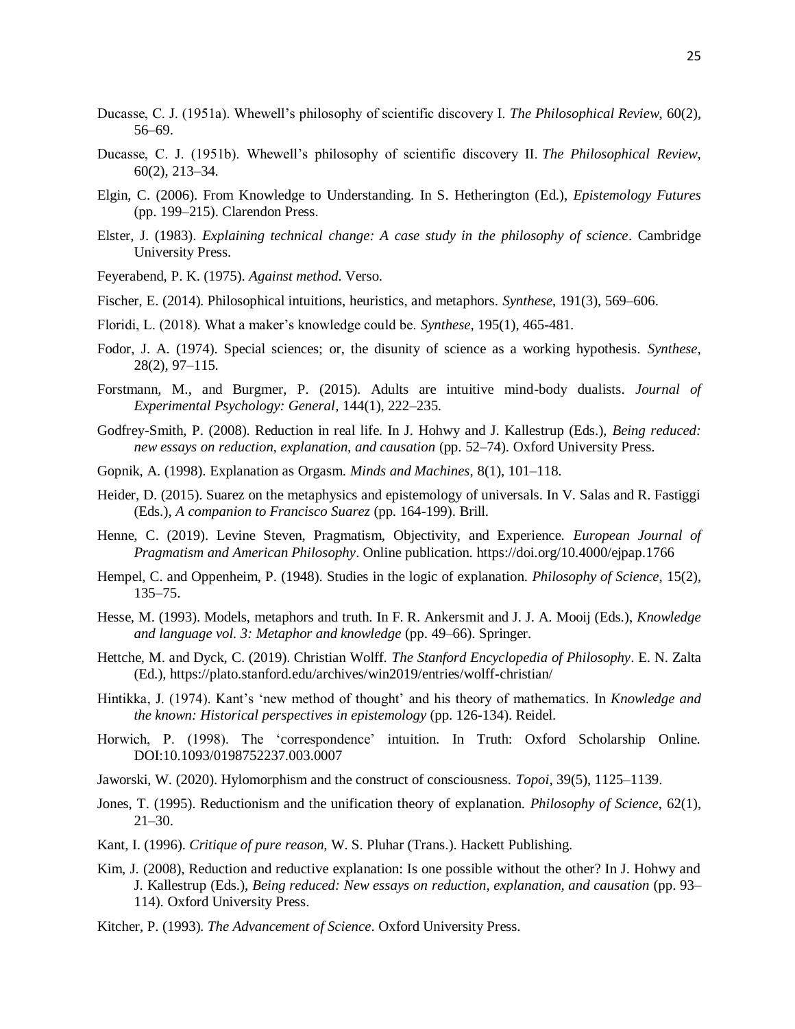Ducasse, C. J. (1951a). Whewell's philosophy of scientific discovery I. *The Philosophical Review*, 60(2), 56–69.

Ducasse, C. J. (1951b). Whewell's philosophy of scientific discovery II. *The Philosophical Review*, 60(2), 213–34.

Elgin, C. (2006). From Knowledge to Understanding. In S. Hetherington (Ed.), *Epistemology Futures* (pp. 199–215). Clarendon Press.

Elster, J. (1983). *Explaining technical change: A case study in the philosophy of science*. Cambridge University Press.

Feyerabend, P. K. (1975). *Against method*. Verso.

Fischer, E. (2014). Philosophical intuitions, heuristics, and metaphors. *Synthese*, 191(3), 569–606.

Floridi, L. (2018). What a maker's knowledge could be. *Synthese*, 195(1), 465-481.

Fodor, J. A. (1974). Special sciences; or, the disunity of science as a working hypothesis. *Synthese*, 28(2), 97–115.

Forstmann, M., and Burgmer, P. (2015). Adults are intuitive mind-body dualists. *Journal of Experimental Psychology: General*, 144(1), 222–235.

Godfrey-Smith, P. (2008). Reduction in real life. In J. Hohwy and J. Kallestrup (Eds.), *Being reduced: new essays on reduction, explanation, and causation* (pp. 52–74). Oxford University Press.

Gopnik, A. (1998). Explanation as Orgasm. *Minds and Machines*, 8(1), 101–118.

Heider, D. (2015). Suarez on the metaphysics and epistemology of universals. In V. Salas and R. Fastiggi (Eds.), *A companion to Francisco Suarez* (pp. 164-199). Brill.

Henne, C. (2019). Levine Steven, Pragmatism, Objectivity, and Experience. *European Journal of Pragmatism and American Philosophy*. Online publication. https://doi.org/10.4000/ejpap.1766

Hempel, C. and Oppenheim, P. (1948). Studies in the logic of explanation. *Philosophy of Science*, 15(2), 135–75.

Hesse, M. (1993). Models, metaphors and truth. In F. R. Ankersmit and J. J. A. Mooij (Eds.), *Knowledge and language vol. 3: Metaphor and knowledge* (pp. 49–66). Springer.

Hettche, M. and Dyck, C. (2019). Christian Wolff. *The Stanford Encyclopedia of Philosophy*. E. N. Zalta (Ed.), https://plato.stanford.edu/archives/win2019/entries/wolff-christian/

Hintikka, J. (1974). Kant's 'new method of thought' and his theory of mathematics. In *Knowledge and the known: Historical perspectives in epistemology* (pp. 126-134). Reidel.

Horwich, P. (1998). The 'correspondence' intuition. In Truth: Oxford Scholarship Online. DOI:10.1093/0198752237.003.0007

Jaworski, W. (2020). Hylomorphism and the construct of consciousness. *Topoi*, 39(5), 1125–1139.

Jones, T. (1995). Reductionism and the unification theory of explanation. *Philosophy of Science*, 62(1), 21–30.

Kant, I. (1996). *Critique of pure reason*, W. S. Pluhar (Trans.). Hackett Publishing.

Kim, J. (2008), Reduction and reductive explanation: Is one possible without the other? In J. Hohwy and J. Kallestrup (Eds.), *Being reduced: New essays on reduction, explanation, and causation* (pp. 93–114). Oxford University Press.

Kitcher, P. (1993). *The Advancement of Science*. Oxford University Press.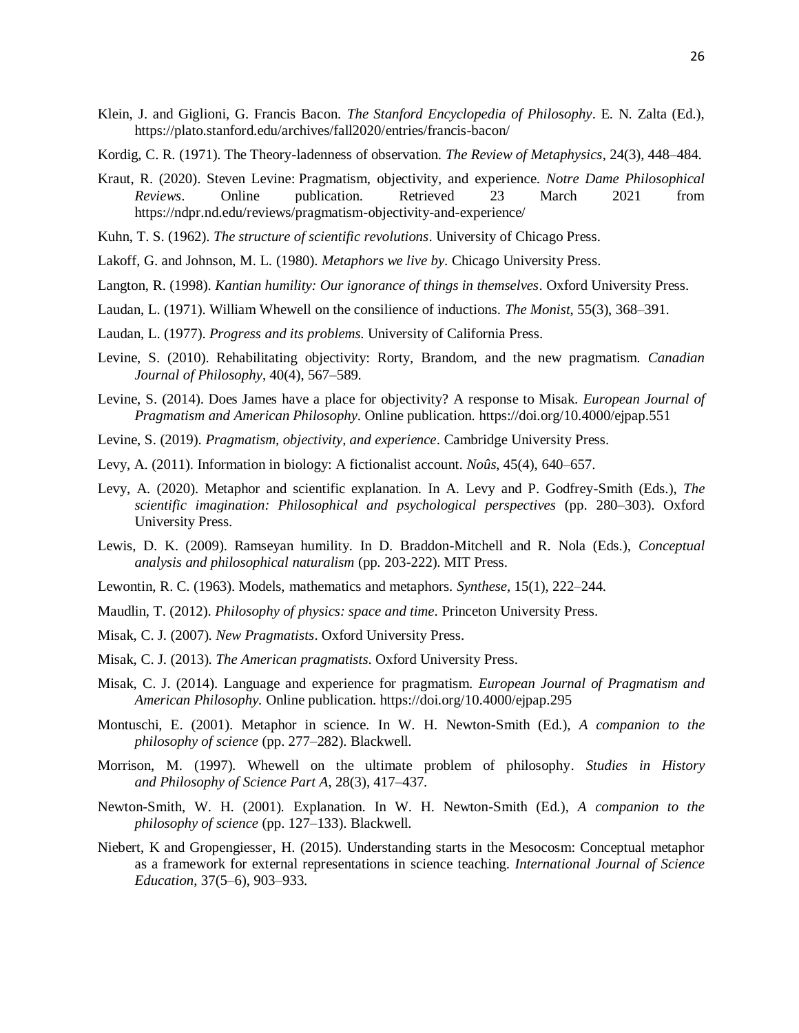Klein, J. and Giglioni, G. Francis Bacon. *The Stanford Encyclopedia of Philosophy*. E. N. Zalta (Ed.), https://plato.stanford.edu/archives/fall2020/entries/francis-bacon/

Kordig, C. R. (1971). The Theory-ladenness of observation. *The Review of Metaphysics*, 24(3), 448–484.

Kraut, R. (2020). Steven Levine: Pragmatism, objectivity, and experience. *Notre Dame Philosophical Reviews*. Online publication. Retrieved 23 March 2021 from https://ndpr.nd.edu/reviews/pragmatism-objectivity-and-experience/

Kuhn, T. S. (1962). *The structure of scientific revolutions*. University of Chicago Press.

Lakoff, G. and Johnson, M. L. (1980). *Metaphors we live by*. Chicago University Press.

Langton, R. (1998). *Kantian humility: Our ignorance of things in themselves*. Oxford University Press.

Laudan, L. (1971). William Whewell on the consilience of inductions. *The Monist*, 55(3), 368–391.

Laudan, L. (1977). *Progress and its problems*. University of California Press.

Levine, S. (2010). Rehabilitating objectivity: Rorty, Brandom, and the new pragmatism. *Canadian Journal of Philosophy*, 40(4), 567–589.

Levine, S. (2014). Does James have a place for objectivity? A response to Misak. *European Journal of Pragmatism and American Philosophy*. Online publication. https://doi.org/10.4000/ejpap.551

Levine, S. (2019). *Pragmatism, objectivity, and experience*. Cambridge University Press.

Levy, A. (2011). Information in biology: A fictionalist account. *Noûs*, 45(4), 640–657.

Levy, A. (2020). Metaphor and scientific explanation. In A. Levy and P. Godfrey-Smith (Eds.), *The scientific imagination: Philosophical and psychological perspectives* (pp. 280–303). Oxford University Press.

Lewis, D. K. (2009). Ramseyan humility. In D. Braddon-Mitchell and R. Nola (Eds.), *Conceptual analysis and philosophical naturalism* (pp. 203-222). MIT Press.

Lewontin, R. C. (1963). Models, mathematics and metaphors. *Synthese*, 15(1), 222–244.

Maudlin, T. (2012). *Philosophy of physics: space and time*. Princeton University Press.

Misak, C. J. (2007). *New Pragmatists*. Oxford University Press.

Misak, C. J. (2013). *The American pragmatists*. Oxford University Press.

Misak, C. J. (2014). Language and experience for pragmatism. *European Journal of Pragmatism and American Philosophy*. Online publication. https://doi.org/10.4000/ejpap.295

Montuschi, E. (2001). Metaphor in science. In W. H. Newton-Smith (Ed.), *A companion to the philosophy of science* (pp. 277–282). Blackwell.

Morrison, M. (1997). Whewell on the ultimate problem of philosophy. *Studies in History and Philosophy of Science Part A*, 28(3), 417–437.

Newton-Smith, W. H. (2001). Explanation. In W. H. Newton-Smith (Ed.), *A companion to the philosophy of science* (pp. 127–133). Blackwell.

Niebert, K and Gropengiesser, H. (2015). Understanding starts in the Mesocosm: Conceptual metaphor as a framework for external representations in science teaching. *International Journal of Science Education*, 37(5–6), 903–933.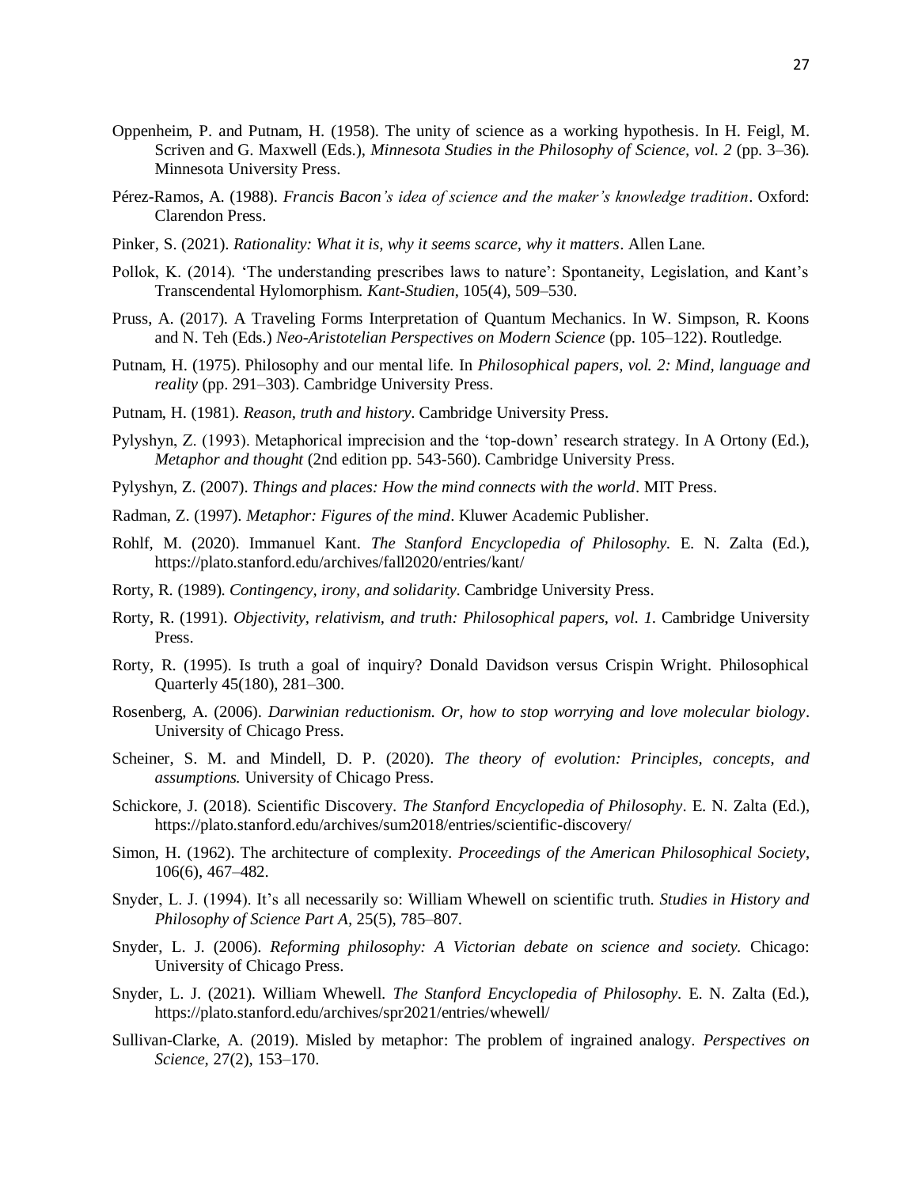Oppenheim, P. and Putnam, H. (1958). The unity of science as a working hypothesis. In H. Feigl, M. Scriven and G. Maxwell (Eds.), *Minnesota Studies in the Philosophy of Science, vol. 2* (pp. 3–36). Minnesota University Press.

Pérez-Ramos, A. (1988). *Francis Bacon's idea of science and the maker's knowledge tradition*. Oxford: Clarendon Press.

Pinker, S. (2021). *Rationality: What it is, why it seems scarce, why it matters*. Allen Lane.

Pollok, K. (2014). 'The understanding prescribes laws to nature': Spontaneity, Legislation, and Kant's Transcendental Hylomorphism. *Kant-Studien*, 105(4), 509–530.

Pruss, A. (2017). A Traveling Forms Interpretation of Quantum Mechanics. In W. Simpson, R. Koons and N. Teh (Eds.) *Neo-Aristotelian Perspectives on Modern Science* (pp. 105–122). Routledge.

Putnam, H. (1975). Philosophy and our mental life. In *Philosophical papers, vol. 2: Mind, language and reality* (pp. 291–303). Cambridge University Press.

Putnam, H. (1981). *Reason, truth and history*. Cambridge University Press.

Pylyshyn, Z. (1993). Metaphorical imprecision and the 'top-down' research strategy. In A Ortony (Ed.), *Metaphor and thought* (2nd edition pp. 543-560). Cambridge University Press.

Pylyshyn, Z. (2007). *Things and places: How the mind connects with the world*. MIT Press.

Radman, Z. (1997). *Metaphor: Figures of the mind*. Kluwer Academic Publisher.

Rohlf, M. (2020). Immanuel Kant. *The Stanford Encyclopedia of Philosophy*. E. N. Zalta (Ed.), https://plato.stanford.edu/archives/fall2020/entries/kant/

Rorty, R. (1989). *Contingency, irony, and solidarity*. Cambridge University Press.

Rorty, R. (1991). *Objectivity, relativism, and truth: Philosophical papers, vol. 1*. Cambridge University Press.

Rorty, R. (1995). Is truth a goal of inquiry? Donald Davidson versus Crispin Wright. Philosophical Quarterly 45(180), 281–300.

Rosenberg, A. (2006). *Darwinian reductionism. Or, how to stop worrying and love molecular biology*. University of Chicago Press.

Scheiner, S. M. and Mindell, D. P. (2020). *The theory of evolution: Principles, concepts, and assumptions*. University of Chicago Press.

Schickore, J. (2018). Scientific Discovery. *The Stanford Encyclopedia of Philosophy*. E. N. Zalta (Ed.), https://plato.stanford.edu/archives/sum2018/entries/scientific-discovery/

Simon, H. (1962). The architecture of complexity. *Proceedings of the American Philosophical Society*, 106(6), 467–482.

Snyder, L. J. (1994). It's all necessarily so: William Whewell on scientific truth. *Studies in History and Philosophy of Science Part A*, 25(5), 785–807.

Snyder, L. J. (2006). *Reforming philosophy: A Victorian debate on science and society*. Chicago: University of Chicago Press.

Snyder, L. J. (2021). William Whewell. *The Stanford Encyclopedia of Philosophy*. E. N. Zalta (Ed.), https://plato.stanford.edu/archives/spr2021/entries/whewell/

Sullivan-Clarke, A. (2019). Misled by metaphor: The problem of ingrained analogy. *Perspectives on Science*, 27(2), 153–170.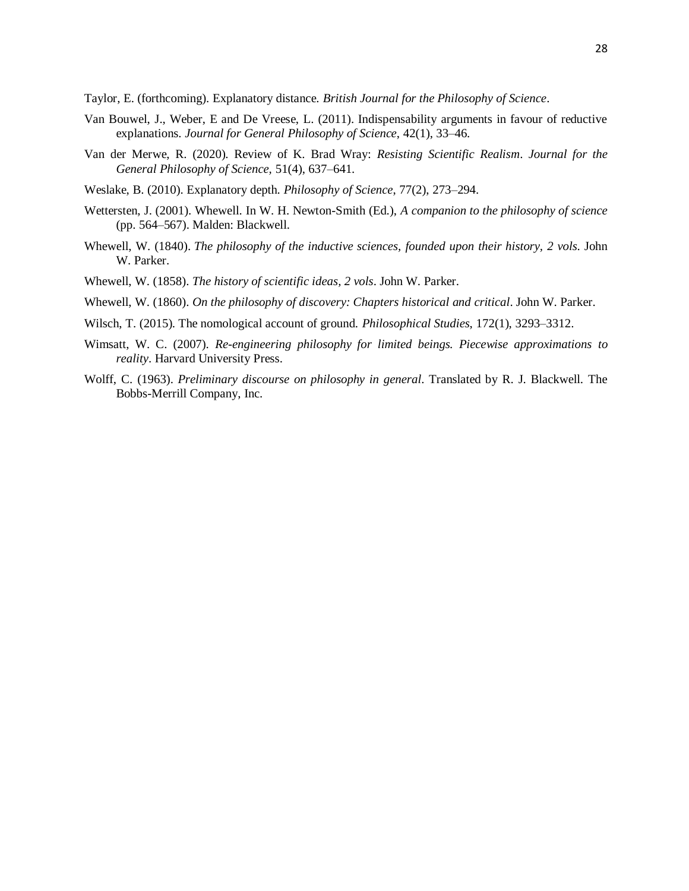Taylor, E. (forthcoming). Explanatory distance. *British Journal for the Philosophy of Science*.

Van Bouwel, J., Weber, E and De Vreese, L. (2011). Indispensability arguments in favour of reductive explanations. *Journal for General Philosophy of Science*, 42(1), 33–46.

Van der Merwe, R. (2020). Review of K. Brad Wray: *Resisting Scientific Realism*. *Journal for the General Philosophy of Science,* 51(4), 637–641.

Weslake, B. (2010). Explanatory depth. *Philosophy of Science*, 77(2), 273–294.

Wettersten, J. (2001). Whewell. In W. H. Newton-Smith (Ed.), *A companion to the philosophy of science* (pp. 564–567). Malden: Blackwell.

Whewell, W. (1840). *The philosophy of the inductive sciences, founded upon their history, 2 vols.* John W. Parker.

Whewell, W. (1858). *The history of scientific ideas, 2 vols*. John W. Parker.

Whewell, W. (1860). *On the philosophy of discovery: Chapters historical and critical*. John W. Parker.

Wilsch, T. (2015). The nomological account of ground. *Philosophical Studies*, 172(1), 3293–3312.

Wimsatt, W. C. (2007). *Re-engineering philosophy for limited beings. Piecewise approximations to reality*. Harvard University Press.

Wolff, C. (1963). *Preliminary discourse on philosophy in general*. Translated by R. J. Blackwell. The Bobbs-Merrill Company, Inc.